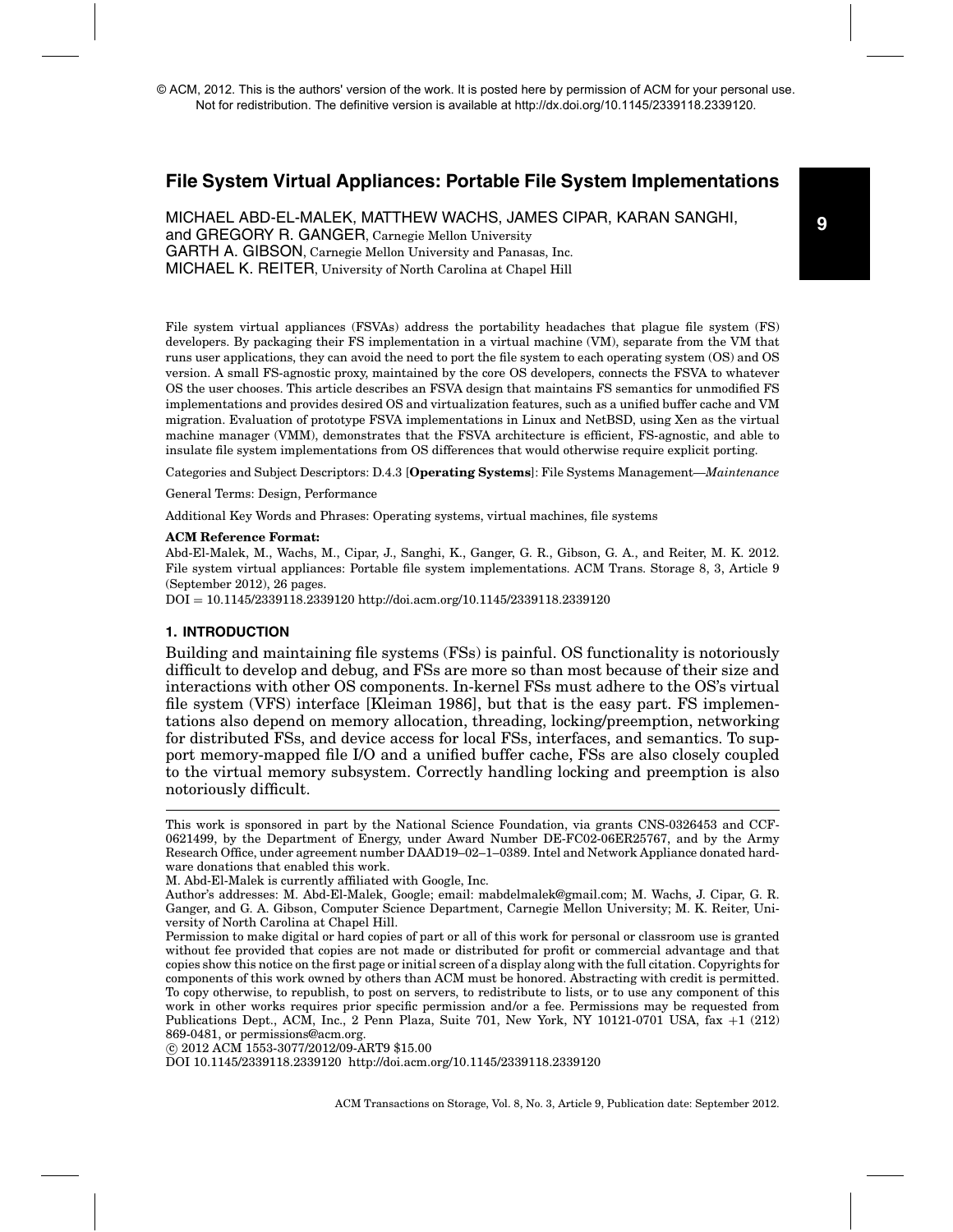© ACM, 2012. This is the authors' version of the work. It is posted here by permission of ACM for your personal use. Not for redistribution. The definitive version is available at http://dx.doi.org/10.1145/2339118.2339120.

# File System Virtual Appliances: Portable File System Implementations

MICHAEL ABD-EL-MALEK, MATTHEW WACHS, JAMES CIPAR, KARAN SANGHI, and GREGORY R. GANGER, Carnegie Mellon University
GARTH A. GIBSON, Carnegie Mellon University and Panasas, Inc.
MICHAEL K. REITER, University of North Carolina at Chapel Hill

File system virtual appliances (FSVAs) address the portability headaches that plague file system (FS) developers. By packaging their FS implementation in a virtual machine (VM), separate from the VM that runs user applications, they can avoid the need to port the file system to each operating system (OS) and OS version. A small FS-agnostic proxy, maintained by the core OS developers, connects the FSVA to whatever OS the user chooses. This article describes an FSVA design that maintains FS semantics for unmodified FS implementations and provides desired OS and virtualization features, such as a unified buffer cache and VM migration. Evaluation of prototype FSVA implementations in Linux and NetBSD, using Xen as the virtual machine manager (VMM), demonstrates that the FSVA architecture is efficient, FS-agnostic, and able to insulate file system implementations from OS differences that would otherwise require explicit porting.

Categories and Subject Descriptors: D.4.3 [**Operating Systems**]: File Systems Management—*Maintenance*

General Terms: Design, Performance

Additional Key Words and Phrases: Operating systems, virtual machines, file systems

**ACM Reference Format:**
Abd-El-Malek, M., Wachs, M., Cipar, J., Sanghi, K., Ganger, G. R., Gibson, G. A., and Reiter, M. K. 2012. File system virtual appliances: Portable file system implementations. ACM Trans. Storage 8, 3, Article 9 (September 2012), 26 pages.
DOI = 10.1145/2339118.2339120 http://doi.acm.org/10.1145/2339118.2339120

## 1. INTRODUCTION

Building and maintaining file systems (FSs) is painful. OS functionality is notoriously difficult to develop and debug, and FSs are more so than most because of their size and interactions with other OS components. In-kernel FSs must adhere to the OS's virtual file system (VFS) interface [Kleiman 1986], but that is the easy part. FS implementations also depend on memory allocation, threading, locking/preemption, networking for distributed FSs, and device access for local FSs, interfaces, and semantics. To support memory-mapped file I/O and a unified buffer cache, FSs are also closely coupled to the virtual memory subsystem. Correctly handling locking and preemption is also notoriously difficult.

---

This work is sponsored in part by the National Science Foundation, via grants CNS-0326453 and CCF-0621499, by the Department of Energy, under Award Number DE-FC02-06ER25767, and by the Army Research Office, under agreement number DAAD19–02–1–0389. Intel and Network Appliance donated hardware donations that enabled this work.
M. Abd-El-Malek is currently affiliated with Google, Inc.
Author's addresses: M. Abd-El-Malek, Google; email: mabdelmalek@gmail.com; M. Wachs, J. Cipar, G. R. Ganger, and G. A. Gibson, Computer Science Department, Carnegie Mellon University; M. K. Reiter, University of North Carolina at Chapel Hill.
Permission to make digital or hard copies of part or all of this work for personal or classroom use is granted without fee provided that copies are not made or distributed for profit or commercial advantage and that copies show this notice on the first page or initial screen of a display along with the full citation. Copyrights for components of this work owned by others than ACM must be honored. Abstracting with credit is permitted. To copy otherwise, to republish, to post on servers, to redistribute to lists, or to use any component of this work in other works requires prior specific permission and/or a fee. Permissions may be requested from Publications Dept., ACM, Inc., 2 Penn Plaza, Suite 701, New York, NY 10121-0701 USA, fax +1 (212) 869-0481, or permissions@acm.org.
© 2012 ACM 1553-3077/2012/09-ART9 $15.00
DOI 10.1145/2339118.2339120 http://doi.acm.org/10.1145/2339118.2339120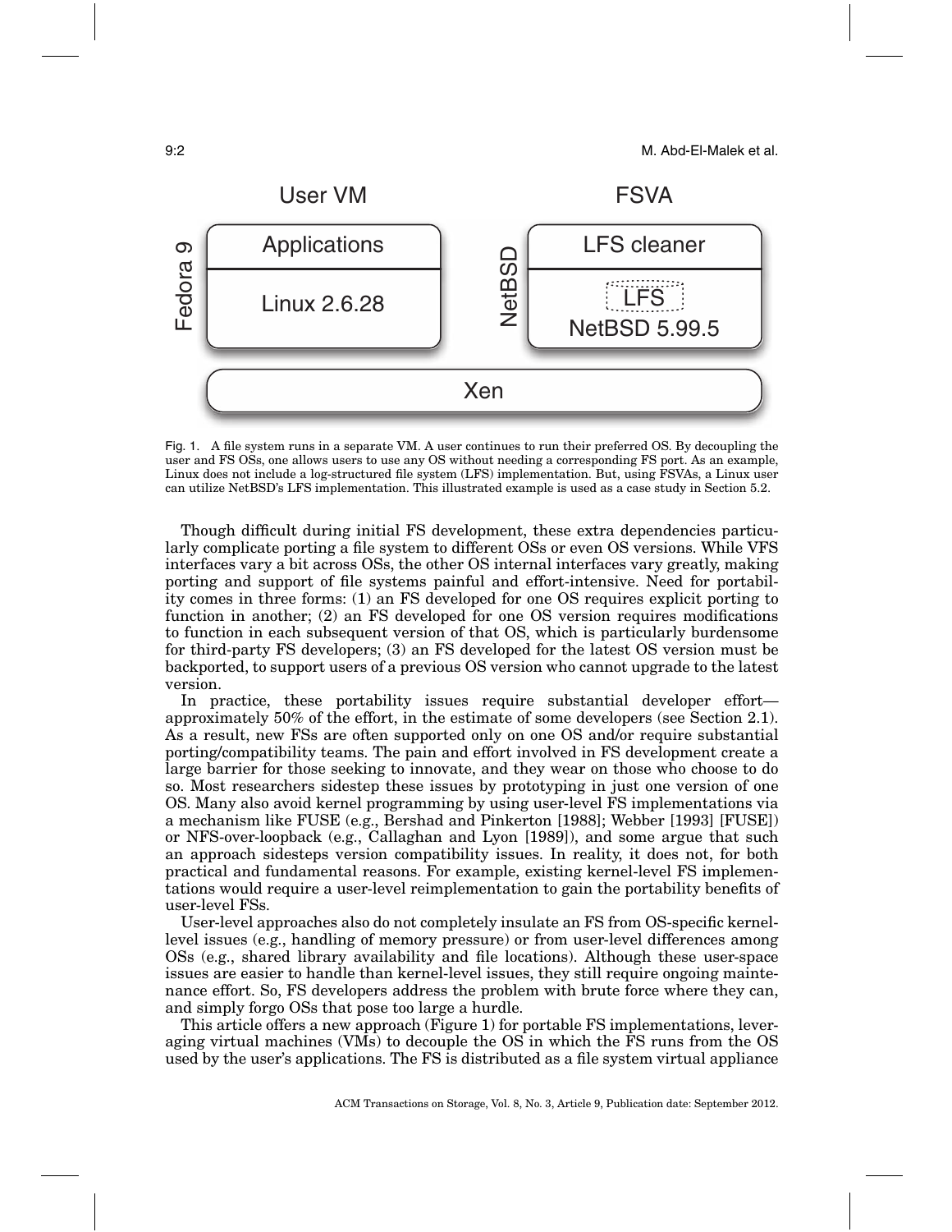Fig. 1. A file system runs in a separate VM. A user continues to run their preferred OS. By decoupling the user and FS OSs, one allows users to use any OS without needing a corresponding FS port. As an example, Linux does not include a log-structured file system (LFS) implementation. But, using FSVAs, a Linux user can utilize NetBSD's LFS implementation. This illustrated example is used as a case study in Section 5.2.

Though difficult during initial FS development, these extra dependencies particularly complicate porting a file system to different OSs or even OS versions. While VFS interfaces vary a bit across OSs, the other OS internal interfaces vary greatly, making porting and support of file systems painful and effort-intensive. Need for portability comes in three forms: (1) an FS developed for one OS requires explicit porting to function in another; (2) an FS developed for one OS version requires modifications to function in each subsequent version of that OS, which is particularly burdensome for third-party FS developers; (3) an FS developed for the latest OS version must be backported, to support users of a previous OS version who cannot upgrade to the latest version.

In practice, these portability issues require substantial developer effort—approximately 50% of the effort, in the estimate of some developers (see Section 2.1). As a result, new FSs are often supported only on one OS and/or require substantial porting/compatibility teams. The pain and effort involved in FS development create a large barrier for those seeking to innovate, and they wear on those who choose to do so. Most researchers sidestep these issues by prototyping in just one version of one OS. Many also avoid kernel programming by using user-level FS implementations via a mechanism like FUSE (e.g., Bershad and Pinkerton [1988]; Webber [1993] [FUSE]) or NFS-over-loopback (e.g., Callaghan and Lyon [1989]), and some argue that such an approach sidesteps version compatibility issues. In reality, it does not, for both practical and fundamental reasons. For example, existing kernel-level FS implementations would require a user-level reimplementation to gain the portability benefits of user-level FSs.

User-level approaches also do not completely insulate an FS from OS-specific kernel-level issues (e.g., handling of memory pressure) or from user-level differences among OSs (e.g., shared library availability and file locations). Although these user-space issues are easier to handle than kernel-level issues, they still require ongoing maintenance effort. So, FS developers address the problem with brute force where they can, and simply forgo OSs that pose too large a hurdle.

This article offers a new approach (Figure 1) for portable FS implementations, leveraging virtual machines (VMs) to decouple the OS in which the FS runs from the OS used by the user's applications. The FS is distributed as a file system virtual appliance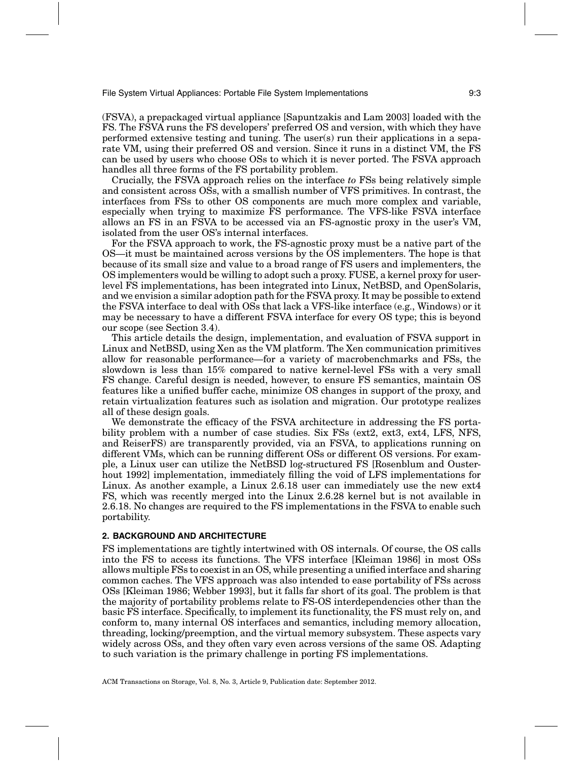(FSVA), a prepackaged virtual appliance [Sapuntzakis and Lam 2003] loaded with the FS. The FSVA runs the FS developers' preferred OS and version, with which they have performed extensive testing and tuning. The user(s) run their applications in a separate VM, using their preferred OS and version. Since it runs in a distinct VM, the FS can be used by users who choose OSs to which it is never ported. The FSVA approach handles all three forms of the FS portability problem.

Crucially, the FSVA approach relies on the interface *to* FSs being relatively simple and consistent across OSs, with a smallish number of VFS primitives. In contrast, the interfaces from FSs to other OS components are much more complex and variable, especially when trying to maximize FS performance. The VFS-like FSVA interface allows an FS in an FSVA to be accessed via an FS-agnostic proxy in the user's VM, isolated from the user OS's internal interfaces.

For the FSVA approach to work, the FS-agnostic proxy must be a native part of the OS—it must be maintained across versions by the OS implementers. The hope is that because of its small size and value to a broad range of FS users and implementers, the OS implementers would be willing to adopt such a proxy. FUSE, a kernel proxy for user-level FS implementations, has been integrated into Linux, NetBSD, and OpenSolaris, and we envision a similar adoption path for the FSVA proxy. It may be possible to extend the FSVA interface to deal with OSs that lack a VFS-like interface (e.g., Windows) or it may be necessary to have a different FSVA interface for every OS type; this is beyond our scope (see Section 3.4).

This article details the design, implementation, and evaluation of FSVA support in Linux and NetBSD, using Xen as the VM platform. The Xen communication primitives allow for reasonable performance—for a variety of macrobenchmarks and FSs, the slowdown is less than 15% compared to native kernel-level FSs with a very small FS change. Careful design is needed, however, to ensure FS semantics, maintain OS features like a unified buffer cache, minimize OS changes in support of the proxy, and retain virtualization features such as isolation and migration. Our prototype realizes all of these design goals.

We demonstrate the efficacy of the FSVA architecture in addressing the FS portability problem with a number of case studies. Six FSs (ext2, ext3, ext4, LFS, NFS, and ReiserFS) are transparently provided, via an FSVA, to applications running on different VMs, which can be running different OSs or different OS versions. For example, a Linux user can utilize the NetBSD log-structured FS [Rosenblum and Ousterhout 1992] implementation, immediately filling the void of LFS implementations for Linux. As another example, a Linux 2.6.18 user can immediately use the new ext4 FS, which was recently merged into the Linux 2.6.28 kernel but is not available in 2.6.18. No changes are required to the FS implementations in the FSVA to enable such portability.

## 2. BACKGROUND AND ARCHITECTURE

FS implementations are tightly intertwined with OS internals. Of course, the OS calls into the FS to access its functions. The VFS interface [Kleiman 1986] in most OSs allows multiple FSs to coexist in an OS, while presenting a unified interface and sharing common caches. The VFS approach was also intended to ease portability of FSs across OSs [Kleiman 1986; Webber 1993], but it falls far short of its goal. The problem is that the majority of portability problems relate to FS-OS interdependencies other than the basic FS interface. Specifically, to implement its functionality, the FS must rely on, and conform to, many internal OS interfaces and semantics, including memory allocation, threading, locking/preemption, and the virtual memory subsystem. These aspects vary widely across OSs, and they often vary even across versions of the same OS. Adapting to such variation is the primary challenge in porting FS implementations.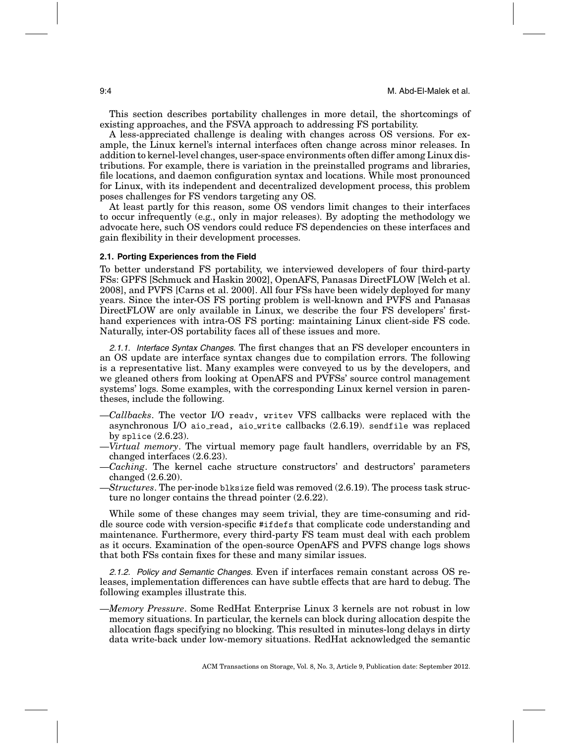This section describes portability challenges in more detail, the shortcomings of existing approaches, and the FSVA approach to addressing FS portability.

A less-appreciated challenge is dealing with changes across OS versions. For example, the Linux kernel's internal interfaces often change across minor releases. In addition to kernel-level changes, user-space environments often differ among Linux distributions. For example, there is variation in the preinstalled programs and libraries, file locations, and daemon configuration syntax and locations. While most pronounced for Linux, with its independent and decentralized development process, this problem poses challenges for FS vendors targeting any OS.

At least partly for this reason, some OS vendors limit changes to their interfaces to occur infrequently (e.g., only in major releases). By adopting the methodology we advocate here, such OS vendors could reduce FS dependencies on these interfaces and gain flexibility in their development processes.

### 2.1. Porting Experiences from the Field

To better understand FS portability, we interviewed developers of four third-party FSs: GPFS [Schmuck and Haskin 2002], OpenAFS, Panasas DirectFLOW [Welch et al. 2008], and PVFS [Carns et al. 2000]. All four FSs have been widely deployed for many years. Since the inter-OS FS porting problem is well-known and PVFS and Panasas DirectFLOW are only available in Linux, we describe the four FS developers' first-hand experiences with intra-OS FS porting: maintaining Linux client-side FS code. Naturally, inter-OS portability faces all of these issues and more.

*2.1.1. Interface Syntax Changes.* The first changes that an FS developer encounters in an OS update are interface syntax changes due to compilation errors. The following is a representative list. Many examples were conveyed to us by the developers, and we gleaned others from looking at OpenAFS and PVFSs' source control management systems' logs. Some examples, with the corresponding Linux kernel version in parentheses, include the following.

—*Callbacks*. The vector I/O `readv, writev` VFS callbacks were replaced with the asynchronous I/O `aio_read, aio_write` callbacks (2.6.19). `sendfile` was replaced by `splice` (2.6.23).

—*Virtual memory*. The virtual memory page fault handlers, overridable by an FS, changed interfaces (2.6.23).

—*Caching*. The kernel cache structure constructors' and destructors' parameters changed (2.6.20).

—*Structures*. The per-inode `blksize` field was removed (2.6.19). The process task structure no longer contains the thread pointer (2.6.22).

While some of these changes may seem trivial, they are time-consuming and riddle source code with version-specific `#ifdef`s that complicate code understanding and maintenance. Furthermore, every third-party FS team must deal with each problem as it occurs. Examination of the open-source OpenAFS and PVFS change logs shows that both FSs contain fixes for these and many similar issues.

*2.1.2. Policy and Semantic Changes.* Even if interfaces remain constant across OS releases, implementation differences can have subtle effects that are hard to debug. The following examples illustrate this.

—*Memory Pressure*. Some RedHat Enterprise Linux 3 kernels are not robust in low memory situations. In particular, the kernels can block during allocation despite the allocation flags specifying no blocking. This resulted in minutes-long delays in dirty data write-back under low-memory situations. RedHat acknowledged the semantic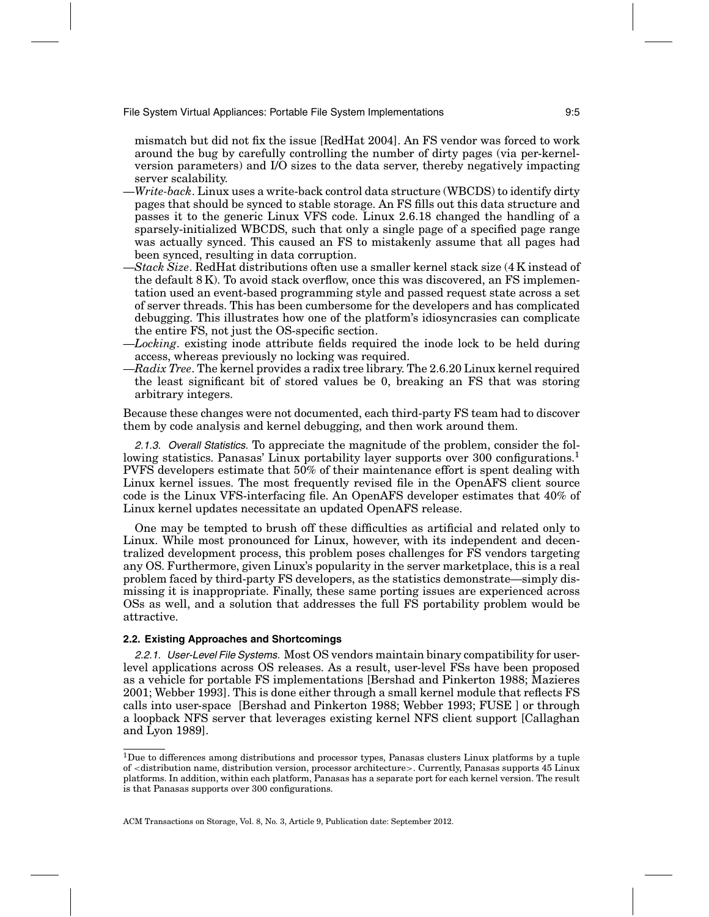mismatch but did not fix the issue [RedHat 2004]. An FS vendor was forced to work around the bug by carefully controlling the number of dirty pages (via per-kernel-version parameters) and I/O sizes to the data server, thereby negatively impacting server scalability.

—*Write-back*. Linux uses a write-back control data structure (WBCDS) to identify dirty pages that should be synced to stable storage. An FS fills out this data structure and passes it to the generic Linux VFS code. Linux 2.6.18 changed the handling of a sparsely-initialized WBCDS, such that only a single page of a specified page range was actually synced. This caused an FS to mistakenly assume that all pages had been synced, resulting in data corruption.

—*Stack Size*. RedHat distributions often use a smaller kernel stack size (4 K instead of the default 8 K). To avoid stack overflow, once this was discovered, an FS implementation used an event-based programming style and passed request state across a set of server threads. This has been cumbersome for the developers and has complicated debugging. This illustrates how one of the platform's idiosyncrasies can complicate the entire FS, not just the OS-specific section.

—*Locking*. existing inode attribute fields required the inode lock to be held during access, whereas previously no locking was required.

—*Radix Tree*. The kernel provides a radix tree library. The 2.6.20 Linux kernel required the least significant bit of stored values be 0, breaking an FS that was storing arbitrary integers.

Because these changes were not documented, each third-party FS team had to discover them by code analysis and kernel debugging, and then work around them.

*2.1.3. Overall Statistics.* To appreciate the magnitude of the problem, consider the following statistics. Panasas' Linux portability layer supports over 300 configurations.[1] PVFS developers estimate that 50% of their maintenance effort is spent dealing with Linux kernel issues. The most frequently revised file in the OpenAFS client source code is the Linux VFS-interfacing file. An OpenAFS developer estimates that 40% of Linux kernel updates necessitate an updated OpenAFS release.

One may be tempted to brush off these difficulties as artificial and related only to Linux. While most pronounced for Linux, however, with its independent and decentralized development process, this problem poses challenges for FS vendors targeting any OS. Furthermore, given Linux's popularity in the server marketplace, this is a real problem faced by third-party FS developers, as the statistics demonstrate—simply dismissing it is inappropriate. Finally, these same porting issues are experienced across OSs as well, and a solution that addresses the full FS portability problem would be attractive.

### 2.2. Existing Approaches and Shortcomings

*2.2.1. User-Level File Systems.* Most OS vendors maintain binary compatibility for user-level applications across OS releases. As a result, user-level FSs have been proposed as a vehicle for portable FS implementations [Bershad and Pinkerton 1988; Mazieres 2001; Webber 1993]. This is done either through a small kernel module that reflects FS calls into user-space [Bershad and Pinkerton 1988; Webber 1993; FUSE ] or through a loopback NFS server that leverages existing kernel NFS client support [Callaghan and Lyon 1989].

---

[1] Due to differences among distributions and processor types, Panasas clusters Linux platforms by a tuple of <distribution name, distribution version, processor architecture>. Currently, Panasas supports 45 Linux platforms. In addition, within each platform, Panasas has a separate port for each kernel version. The result is that Panasas supports over 300 configurations.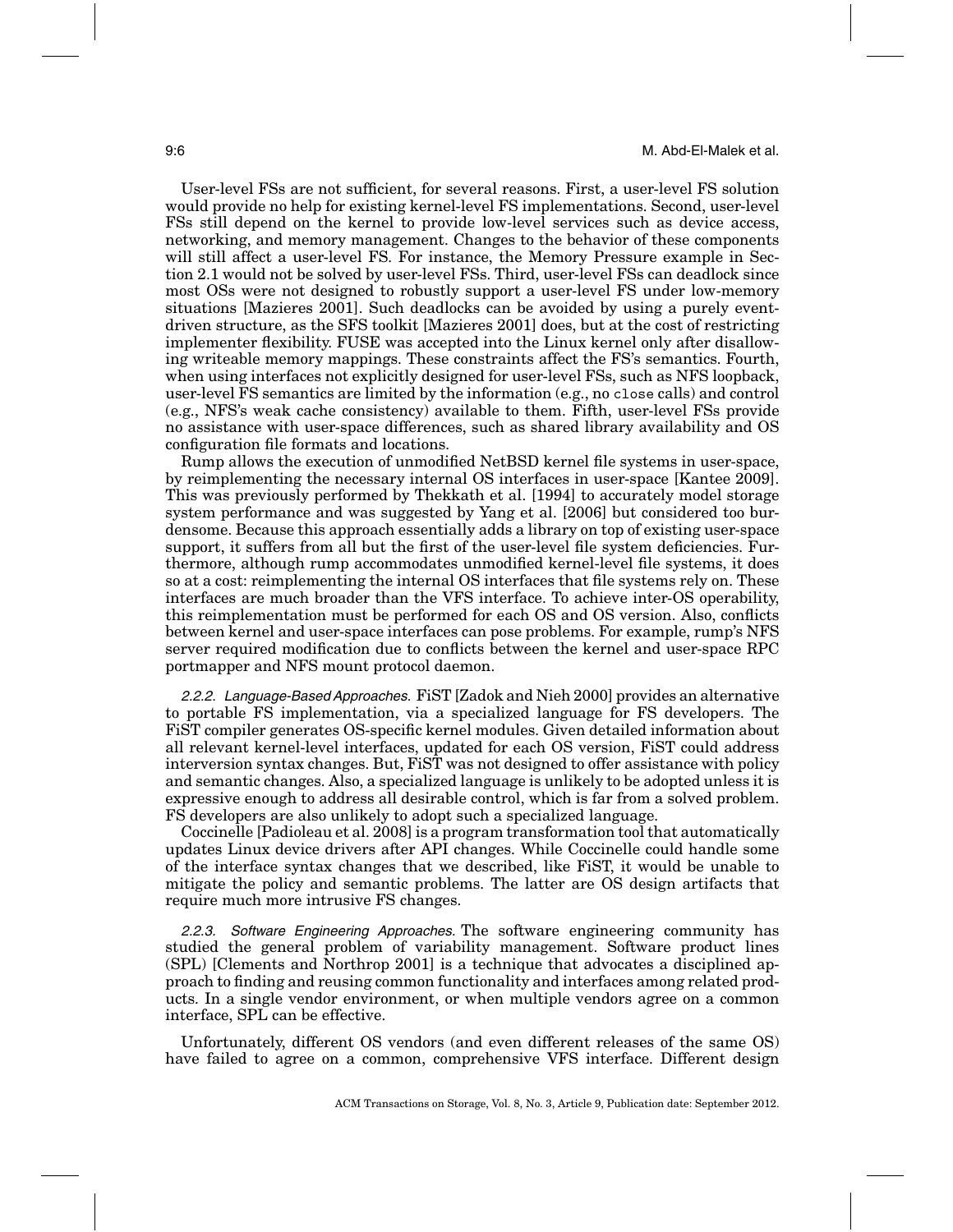User-level FSs are not sufficient, for several reasons. First, a user-level FS solution would provide no help for existing kernel-level FS implementations. Second, user-level FSs still depend on the kernel to provide low-level services such as device access, networking, and memory management. Changes to the behavior of these components will still affect a user-level FS. For instance, the Memory Pressure example in Section 2.1 would not be solved by user-level FSs. Third, user-level FSs can deadlock since most OSs were not designed to robustly support a user-level FS under low-memory situations [Mazieres 2001]. Such deadlocks can be avoided by using a purely event-driven structure, as the SFS toolkit [Mazieres 2001] does, but at the cost of restricting implementer flexibility. FUSE was accepted into the Linux kernel only after disallowing writeable memory mappings. These constraints affect the FS's semantics. Fourth, when using interfaces not explicitly designed for user-level FSs, such as NFS loopback, user-level FS semantics are limited by the information (e.g., no `close` calls) and control (e.g., NFS's weak cache consistency) available to them. Fifth, user-level FSs provide no assistance with user-space differences, such as shared library availability and OS configuration file formats and locations.

Rump allows the execution of unmodified NetBSD kernel file systems in user-space, by reimplementing the necessary internal OS interfaces in user-space [Kantee 2009]. This was previously performed by Thekkath et al. [1994] to accurately model storage system performance and was suggested by Yang et al. [2006] but considered too burdensome. Because this approach essentially adds a library on top of existing user-space support, it suffers from all but the first of the user-level file system deficiencies. Furthermore, although rump accommodates unmodified kernel-level file systems, it does so at a cost: reimplementing the internal OS interfaces that file systems rely on. These interfaces are much broader than the VFS interface. To achieve inter-OS operability, this reimplementation must be performed for each OS and OS version. Also, conflicts between kernel and user-space interfaces can pose problems. For example, rump's NFS server required modification due to conflicts between the kernel and user-space RPC portmapper and NFS mount protocol daemon.

*2.2.2. Language-Based Approaches.* FiST [Zadok and Nieh 2000] provides an alternative to portable FS implementation, via a specialized language for FS developers. The FiST compiler generates OS-specific kernel modules. Given detailed information about all relevant kernel-level interfaces, updated for each OS version, FiST could address interversion syntax changes. But, FiST was not designed to offer assistance with policy and semantic changes. Also, a specialized language is unlikely to be adopted unless it is expressive enough to address all desirable control, which is far from a solved problem. FS developers are also unlikely to adopt such a specialized language.

Coccinelle [Padioleau et al. 2008] is a program transformation tool that automatically updates Linux device drivers after API changes. While Coccinelle could handle some of the interface syntax changes that we described, like FiST, it would be unable to mitigate the policy and semantic problems. The latter are OS design artifacts that require much more intrusive FS changes.

*2.2.3. Software Engineering Approaches.* The software engineering community has studied the general problem of variability management. Software product lines (SPL) [Clements and Northrop 2001] is a technique that advocates a disciplined approach to finding and reusing common functionality and interfaces among related products. In a single vendor environment, or when multiple vendors agree on a common interface, SPL can be effective.

Unfortunately, different OS vendors (and even different releases of the same OS) have failed to agree on a common, comprehensive VFS interface. Different design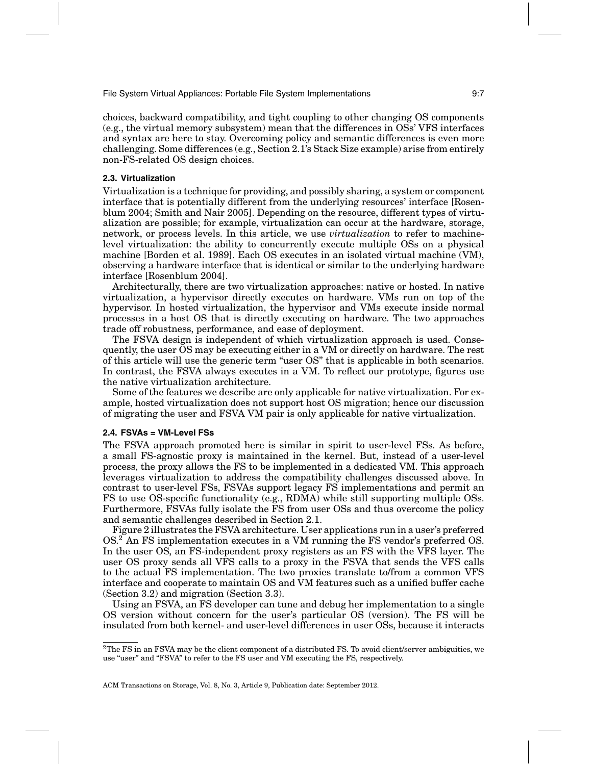choices, backward compatibility, and tight coupling to other changing OS components (e.g., the virtual memory subsystem) mean that the differences in OSs' VFS interfaces and syntax are here to stay. Overcoming policy and semantic differences is even more challenging. Some differences (e.g., Section 2.1's Stack Size example) arise from entirely non-FS-related OS design choices.

### 2.3. Virtualization

Virtualization is a technique for providing, and possibly sharing, a system or component interface that is potentially different from the underlying resources' interface [Rosenblum 2004; Smith and Nair 2005]. Depending on the resource, different types of virtualization are possible; for example, virtualization can occur at the hardware, storage, network, or process levels. In this article, we use *virtualization* to refer to machine-level virtualization: the ability to concurrently execute multiple OSs on a physical machine [Borden et al. 1989]. Each OS executes in an isolated virtual machine (VM), observing a hardware interface that is identical or similar to the underlying hardware interface [Rosenblum 2004].

Architecturally, there are two virtualization approaches: native or hosted. In native virtualization, a hypervisor directly executes on hardware. VMs run on top of the hypervisor. In hosted virtualization, the hypervisor and VMs execute inside normal processes in a host OS that is directly executing on hardware. The two approaches trade off robustness, performance, and ease of deployment.

The FSVA design is independent of which virtualization approach is used. Consequently, the user OS may be executing either in a VM or directly on hardware. The rest of this article will use the generic term "user OS" that is applicable in both scenarios. In contrast, the FSVA always executes in a VM. To reflect our prototype, figures use the native virtualization architecture.

Some of the features we describe are only applicable for native virtualization. For example, hosted virtualization does not support host OS migration; hence our discussion of migrating the user and FSVA VM pair is only applicable for native virtualization.

### 2.4. FSVAs = VM-Level FSs

The FSVA approach promoted here is similar in spirit to user-level FSs. As before, a small FS-agnostic proxy is maintained in the kernel. But, instead of a user-level process, the proxy allows the FS to be implemented in a dedicated VM. This approach leverages virtualization to address the compatibility challenges discussed above. In contrast to user-level FSs, FSVAs support legacy FS implementations and permit an FS to use OS-specific functionality (e.g., RDMA) while still supporting multiple OSs. Furthermore, FSVAs fully isolate the FS from user OSs and thus overcome the policy and semantic challenges described in Section 2.1.

Figure 2 illustrates the FSVA architecture. User applications run in a user's preferred OS.[2] An FS implementation executes in a VM running the FS vendor's preferred OS. In the user OS, an FS-independent proxy registers as an FS with the VFS layer. The user OS proxy sends all VFS calls to a proxy in the FSVA that sends the VFS calls to the actual FS implementation. The two proxies translate to/from a common VFS interface and cooperate to maintain OS and VM features such as a unified buffer cache (Section 3.2) and migration (Section 3.3).

Using an FSVA, an FS developer can tune and debug her implementation to a single OS version without concern for the user's particular OS (version). The FS will be insulated from both kernel- and user-level differences in user OSs, because it interacts

[2] The FS in an FSVA may be the client component of a distributed FS. To avoid client/server ambiguities, we use "user" and "FSVA" to refer to the FS user and VM executing the FS, respectively.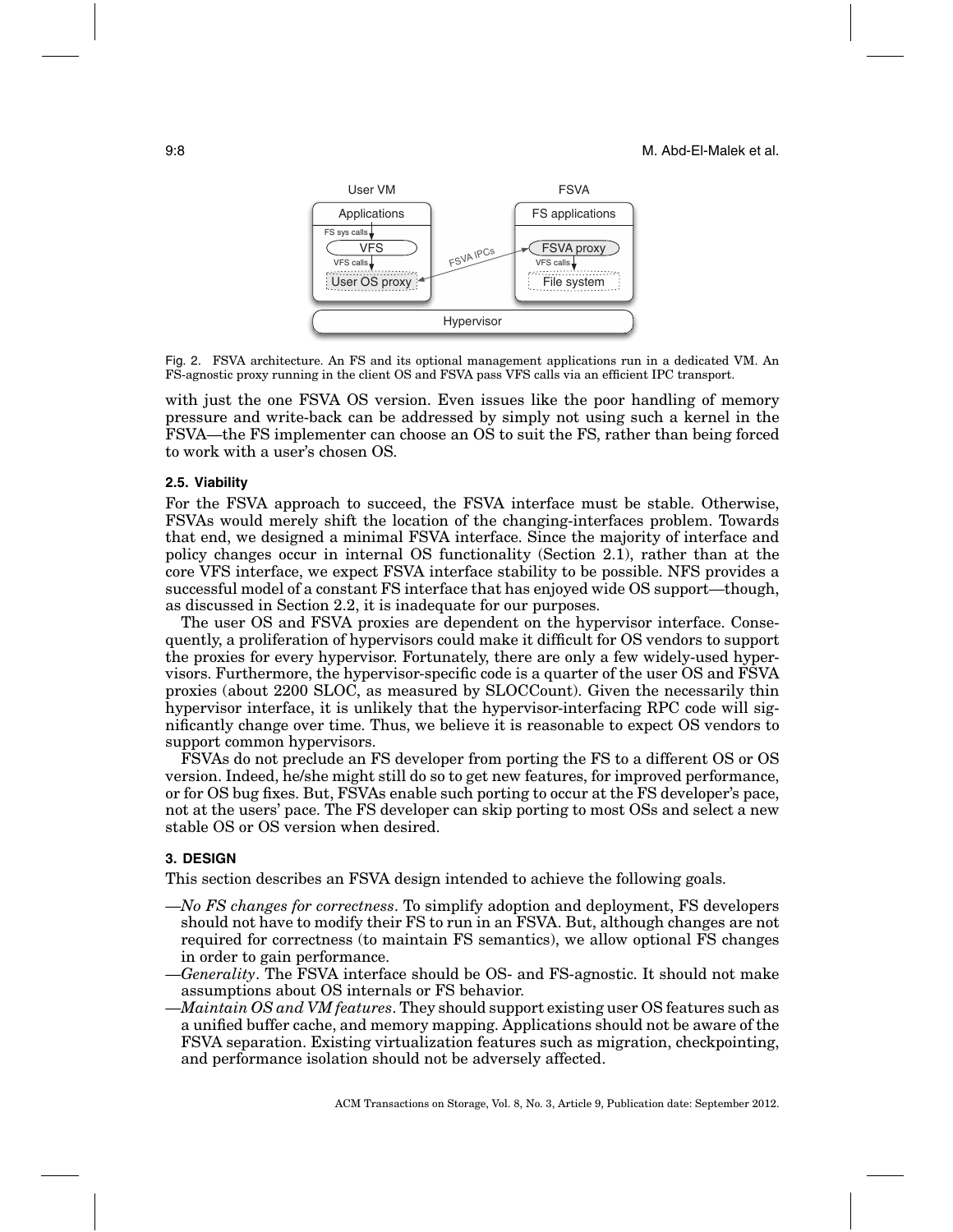Fig. 2. FSVA architecture. An FS and its optional management applications run in a dedicated VM. An FS-agnostic proxy running in the client OS and FSVA pass VFS calls via an efficient IPC transport.

with just the one FSVA OS version. Even issues like the poor handling of memory pressure and write-back can be addressed by simply not using such a kernel in the FSVA—the FS implementer can choose an OS to suit the FS, rather than being forced to work with a user's chosen OS.

### 2.5. Viability

For the FSVA approach to succeed, the FSVA interface must be stable. Otherwise, FSVAs would merely shift the location of the changing-interfaces problem. Towards that end, we designed a minimal FSVA interface. Since the majority of interface and policy changes occur in internal OS functionality (Section 2.1), rather than at the core VFS interface, we expect FSVA interface stability to be possible. NFS provides a successful model of a constant FS interface that has enjoyed wide OS support—though, as discussed in Section 2.2, it is inadequate for our purposes.

The user OS and FSVA proxies are dependent on the hypervisor interface. Consequently, a proliferation of hypervisors could make it difficult for OS vendors to support the proxies for every hypervisor. Fortunately, there are only a few widely-used hypervisors. Furthermore, the hypervisor-specific code is a quarter of the user OS and FSVA proxies (about 2200 SLOC, as measured by SLOCCount). Given the necessarily thin hypervisor interface, it is unlikely that the hypervisor-interfacing RPC code will significantly change over time. Thus, we believe it is reasonable to expect OS vendors to support common hypervisors.

FSVAs do not preclude an FS developer from porting the FS to a different OS or OS version. Indeed, he/she might still do so to get new features, for improved performance, or for OS bug fixes. But, FSVAs enable such porting to occur at the FS developer's pace, not at the users' pace. The FS developer can skip porting to most OSs and select a new stable OS or OS version when desired.

## 3. DESIGN

This section describes an FSVA design intended to achieve the following goals.

—*No FS changes for correctness*. To simplify adoption and deployment, FS developers should not have to modify their FS to run in an FSVA. But, although changes are not required for correctness (to maintain FS semantics), we allow optional FS changes in order to gain performance.

—*Generality*. The FSVA interface should be OS- and FS-agnostic. It should not make assumptions about OS internals or FS behavior.

—*Maintain OS and VM features*. They should support existing user OS features such as a unified buffer cache, and memory mapping. Applications should not be aware of the FSVA separation. Existing virtualization features such as migration, checkpointing, and performance isolation should not be adversely affected.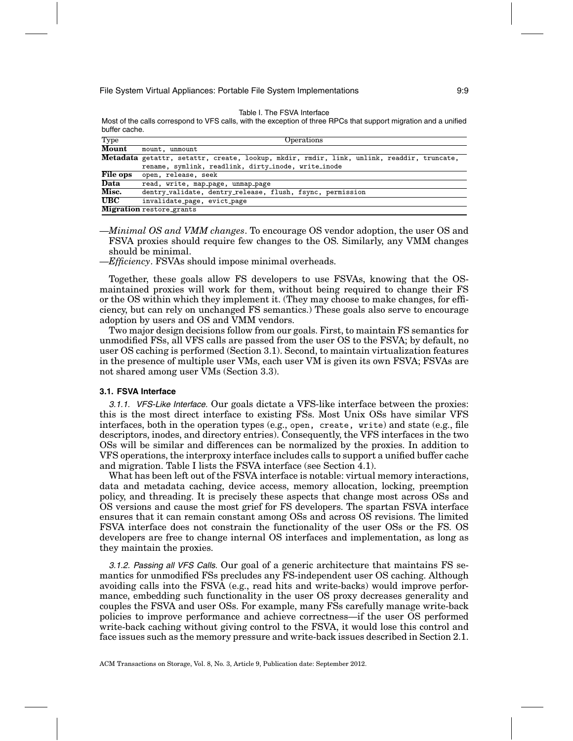Table I. The FSVA Interface

Most of the calls correspond to VFS calls, with the exception of three RPCs that support migration and a unified buffer cache.

| Type | Operations |
|---|---|
| **Mount** | mount, unmount |
| **Metadata** | getattr, setattr, create, lookup, mkdir, rmdir, link, unlink, readdir, truncate, rename, symlink, readlink, dirty_inode, write_inode |
| **File ops** | open, release, seek |
| **Data** | read, write, map_page, unmap_page |
| **Misc.** | dentry_validate, dentry_release, flush, fsync, permission |
| **UBC** | invalidate_page, evict_page |
| **Migration** | restore_grants |

—*Minimal OS and VMM changes*. To encourage OS vendor adoption, the user OS and FSVA proxies should require few changes to the OS. Similarly, any VMM changes should be minimal.

—*Efficiency*. FSVAs should impose minimal overheads.

Together, these goals allow FS developers to use FSVAs, knowing that the OS-maintained proxies will work for them, without being required to change their FS or the OS within which they implement it. (They may choose to make changes, for efficiency, but can rely on unchanged FS semantics.) These goals also serve to encourage adoption by users and OS and VMM vendors.

Two major design decisions follow from our goals. First, to maintain FS semantics for unmodified FSs, all VFS calls are passed from the user OS to the FSVA; by default, no user OS caching is performed (Section 3.1). Second, to maintain virtualization features in the presence of multiple user VMs, each user VM is given its own FSVA; FSVAs are not shared among user VMs (Section 3.3).

### 3.1. FSVA Interface

*3.1.1. VFS-Like Interface.* Our goals dictate a VFS-like interface between the proxies: this is the most direct interface to existing FSs. Most Unix OSs have similar VFS interfaces, both in the operation types (e.g., open, create, write) and state (e.g., file descriptors, inodes, and directory entries). Consequently, the VFS interfaces in the two OSs will be similar and differences can be normalized by the proxies. In addition to VFS operations, the interproxy interface includes calls to support a unified buffer cache and migration. Table I lists the FSVA interface (see Section 4.1).

What has been left out of the FSVA interface is notable: virtual memory interactions, data and metadata caching, device access, memory allocation, locking, preemption policy, and threading. It is precisely these aspects that change most across OSs and OS versions and cause the most grief for FS developers. The spartan FSVA interface ensures that it can remain constant among OSs and across OS revisions. The limited FSVA interface does not constrain the functionality of the user OSs or the FS. OS developers are free to change internal OS interfaces and implementation, as long as they maintain the proxies.

*3.1.2. Passing all VFS Calls.* Our goal of a generic architecture that maintains FS semantics for unmodified FSs precludes any FS-independent user OS caching. Although avoiding calls into the FSVA (e.g., read hits and write-backs) would improve performance, embedding such functionality in the user OS proxy decreases generality and couples the FSVA and user OSs. For example, many FSs carefully manage write-back policies to improve performance and achieve correctness—if the user OS performed write-back caching without giving control to the FSVA, it would lose this control and face issues such as the memory pressure and write-back issues described in Section 2.1.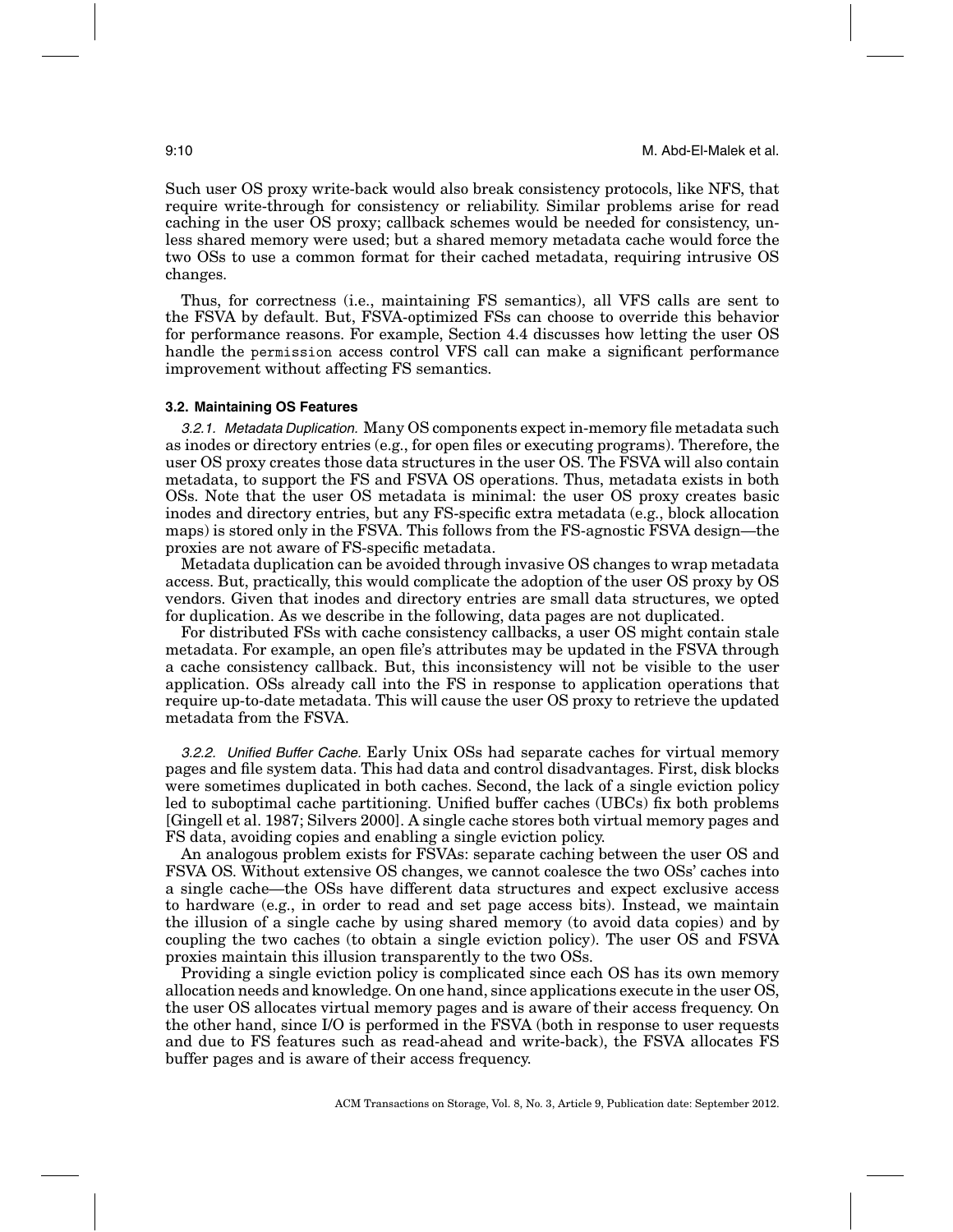Such user OS proxy write-back would also break consistency protocols, like NFS, that require write-through for consistency or reliability. Similar problems arise for read caching in the user OS proxy; callback schemes would be needed for consistency, unless shared memory were used; but a shared memory metadata cache would force the two OSs to use a common format for their cached metadata, requiring intrusive OS changes.

Thus, for correctness (i.e., maintaining FS semantics), all VFS calls are sent to the FSVA by default. But, FSVA-optimized FSs can choose to override this behavior for performance reasons. For example, Section 4.4 discusses how letting the user OS handle the `permission` access control VFS call can make a significant performance improvement without affecting FS semantics.

### 3.2. Maintaining OS Features

*3.2.1. Metadata Duplication.* Many OS components expect in-memory file metadata such as inodes or directory entries (e.g., for open files or executing programs). Therefore, the user OS proxy creates those data structures in the user OS. The FSVA will also contain metadata, to support the FS and FSVA OS operations. Thus, metadata exists in both OSs. Note that the user OS metadata is minimal: the user OS proxy creates basic inodes and directory entries, but any FS-specific extra metadata (e.g., block allocation maps) is stored only in the FSVA. This follows from the FS-agnostic FSVA design—the proxies are not aware of FS-specific metadata.

Metadata duplication can be avoided through invasive OS changes to wrap metadata access. But, practically, this would complicate the adoption of the user OS proxy by OS vendors. Given that inodes and directory entries are small data structures, we opted for duplication. As we describe in the following, data pages are not duplicated.

For distributed FSs with cache consistency callbacks, a user OS might contain stale metadata. For example, an open file's attributes may be updated in the FSVA through a cache consistency callback. But, this inconsistency will not be visible to the user application. OSs already call into the FS in response to application operations that require up-to-date metadata. This will cause the user OS proxy to retrieve the updated metadata from the FSVA.

*3.2.2. Unified Buffer Cache.* Early Unix OSs had separate caches for virtual memory pages and file system data. This had data and control disadvantages. First, disk blocks were sometimes duplicated in both caches. Second, the lack of a single eviction policy led to suboptimal cache partitioning. Unified buffer caches (UBCs) fix both problems [Gingell et al. 1987; Silvers 2000]. A single cache stores both virtual memory pages and FS data, avoiding copies and enabling a single eviction policy.

An analogous problem exists for FSVAs: separate caching between the user OS and FSVA OS. Without extensive OS changes, we cannot coalesce the two OSs' caches into a single cache—the OSs have different data structures and expect exclusive access to hardware (e.g., in order to read and set page access bits). Instead, we maintain the illusion of a single cache by using shared memory (to avoid data copies) and by coupling the two caches (to obtain a single eviction policy). The user OS and FSVA proxies maintain this illusion transparently to the two OSs.

Providing a single eviction policy is complicated since each OS has its own memory allocation needs and knowledge. On one hand, since applications execute in the user OS, the user OS allocates virtual memory pages and is aware of their access frequency. On the other hand, since I/O is performed in the FSVA (both in response to user requests and due to FS features such as read-ahead and write-back), the FSVA allocates FS buffer pages and is aware of their access frequency.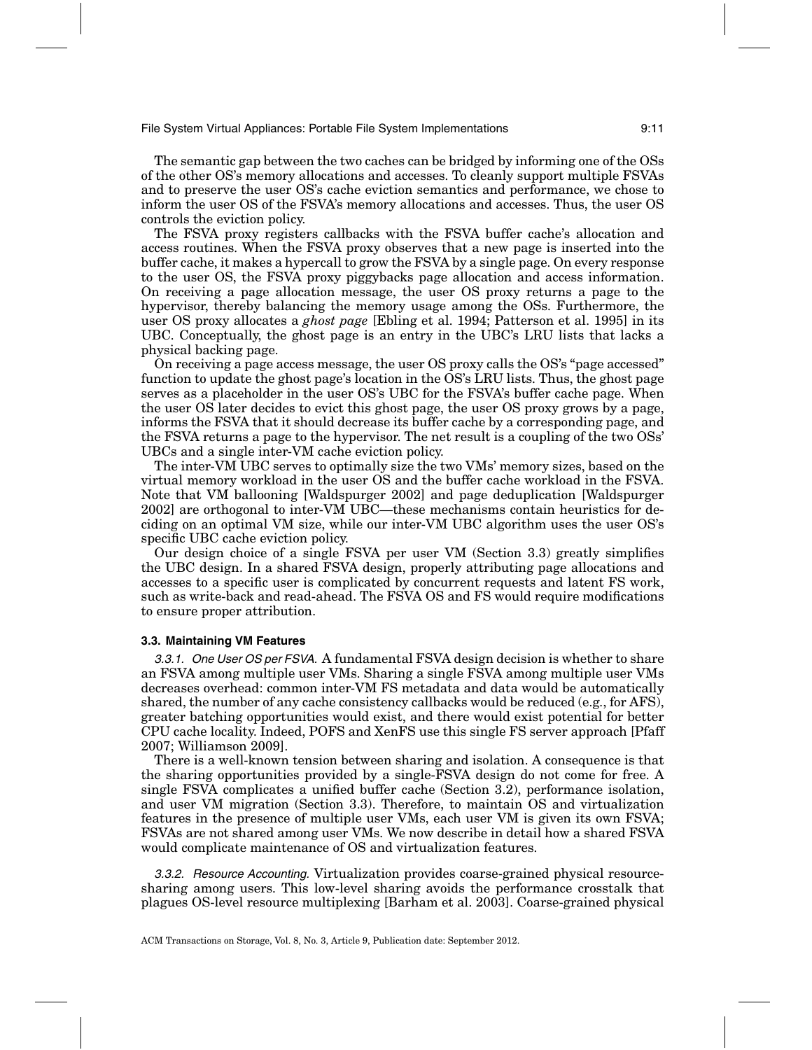The semantic gap between the two caches can be bridged by informing one of the OSs of the other OS's memory allocations and accesses. To cleanly support multiple FSVAs and to preserve the user OS's cache eviction semantics and performance, we chose to inform the user OS of the FSVA's memory allocations and accesses. Thus, the user OS controls the eviction policy.

The FSVA proxy registers callbacks with the FSVA buffer cache's allocation and access routines. When the FSVA proxy observes that a new page is inserted into the buffer cache, it makes a hypercall to grow the FSVA by a single page. On every response to the user OS, the FSVA proxy piggybacks page allocation and access information. On receiving a page allocation message, the user OS proxy returns a page to the hypervisor, thereby balancing the memory usage among the OSs. Furthermore, the user OS proxy allocates a *ghost page* [Ebling et al. 1994; Patterson et al. 1995] in its UBC. Conceptually, the ghost page is an entry in the UBC's LRU lists that lacks a physical backing page.

On receiving a page access message, the user OS proxy calls the OS's "page accessed" function to update the ghost page's location in the OS's LRU lists. Thus, the ghost page serves as a placeholder in the user OS's UBC for the FSVA's buffer cache page. When the user OS later decides to evict this ghost page, the user OS proxy grows by a page, informs the FSVA that it should decrease its buffer cache by a corresponding page, and the FSVA returns a page to the hypervisor. The net result is a coupling of the two OSs' UBCs and a single inter-VM cache eviction policy.

The inter-VM UBC serves to optimally size the two VMs' memory sizes, based on the virtual memory workload in the user OS and the buffer cache workload in the FSVA. Note that VM ballooning [Waldspurger 2002] and page deduplication [Waldspurger 2002] are orthogonal to inter-VM UBC—these mechanisms contain heuristics for deciding on an optimal VM size, while our inter-VM UBC algorithm uses the user OS's specific UBC cache eviction policy.

Our design choice of a single FSVA per user VM (Section 3.3) greatly simplifies the UBC design. In a shared FSVA design, properly attributing page allocations and accesses to a specific user is complicated by concurrent requests and latent FS work, such as write-back and read-ahead. The FSVA OS and FS would require modifications to ensure proper attribution.

### 3.3. Maintaining VM Features

*3.3.1. One User OS per FSVA.* A fundamental FSVA design decision is whether to share an FSVA among multiple user VMs. Sharing a single FSVA among multiple user VMs decreases overhead: common inter-VM FS metadata and data would be automatically shared, the number of any cache consistency callbacks would be reduced (e.g., for AFS), greater batching opportunities would exist, and there would exist potential for better CPU cache locality. Indeed, POFS and XenFS use this single FS server approach [Pfaff 2007; Williamson 2009].

There is a well-known tension between sharing and isolation. A consequence is that the sharing opportunities provided by a single-FSVA design do not come for free. A single FSVA complicates a unified buffer cache (Section 3.2), performance isolation, and user VM migration (Section 3.3). Therefore, to maintain OS and virtualization features in the presence of multiple user VMs, each user VM is given its own FSVA; FSVAs are not shared among user VMs. We now describe in detail how a shared FSVA would complicate maintenance of OS and virtualization features.

*3.3.2. Resource Accounting.* Virtualization provides coarse-grained physical resource-sharing among users. This low-level sharing avoids the performance crosstalk that plagues OS-level resource multiplexing [Barham et al. 2003]. Coarse-grained physical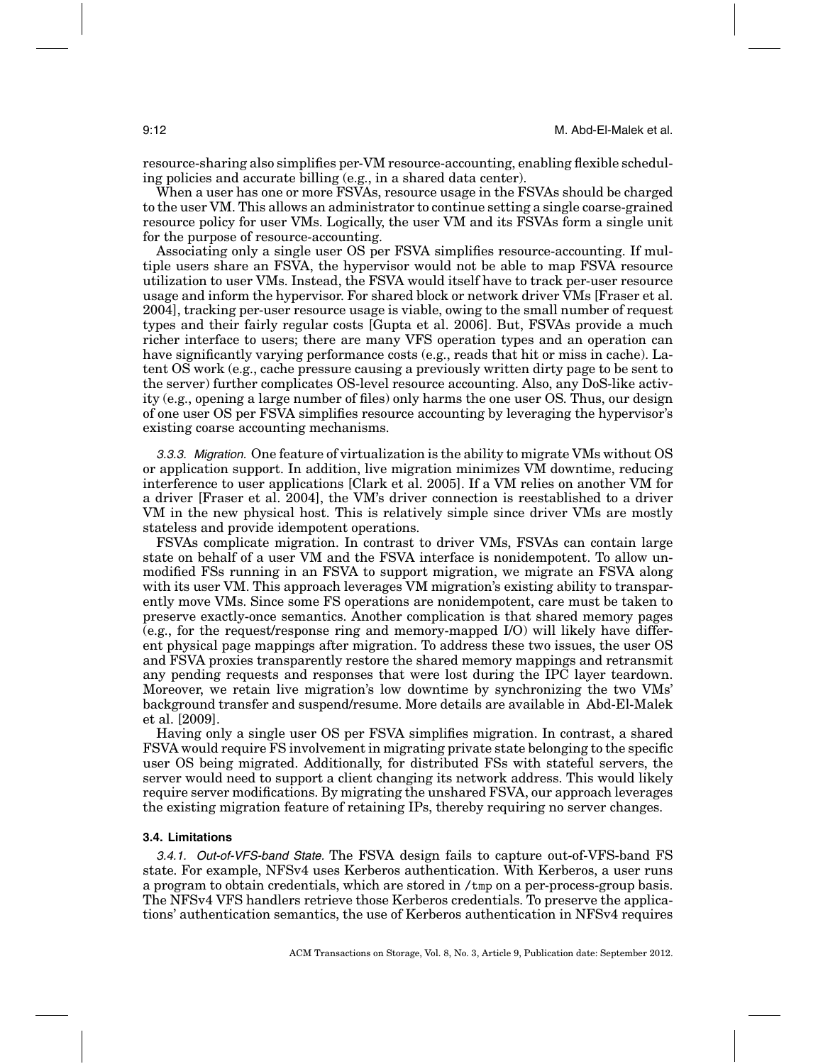resource-sharing also simplifies per-VM resource-accounting, enabling flexible scheduling policies and accurate billing (e.g., in a shared data center).

When a user has one or more FSVAs, resource usage in the FSVAs should be charged to the user VM. This allows an administrator to continue setting a single coarse-grained resource policy for user VMs. Logically, the user VM and its FSVAs form a single unit for the purpose of resource-accounting.

Associating only a single user OS per FSVA simplifies resource-accounting. If multiple users share an FSVA, the hypervisor would not be able to map FSVA resource utilization to user VMs. Instead, the FSVA would itself have to track per-user resource usage and inform the hypervisor. For shared block or network driver VMs [Fraser et al. 2004], tracking per-user resource usage is viable, owing to the small number of request types and their fairly regular costs [Gupta et al. 2006]. But, FSVAs provide a much richer interface to users; there are many VFS operation types and an operation can have significantly varying performance costs (e.g., reads that hit or miss in cache). Latent OS work (e.g., cache pressure causing a previously written dirty page to be sent to the server) further complicates OS-level resource accounting. Also, any DoS-like activity (e.g., opening a large number of files) only harms the one user OS. Thus, our design of one user OS per FSVA simplifies resource accounting by leveraging the hypervisor's existing coarse accounting mechanisms.

*3.3.3. Migration.* One feature of virtualization is the ability to migrate VMs without OS or application support. In addition, live migration minimizes VM downtime, reducing interference to user applications [Clark et al. 2005]. If a VM relies on another VM for a driver [Fraser et al. 2004], the VM's driver connection is reestablished to a driver VM in the new physical host. This is relatively simple since driver VMs are mostly stateless and provide idempotent operations.

FSVAs complicate migration. In contrast to driver VMs, FSVAs can contain large state on behalf of a user VM and the FSVA interface is nonidempotent. To allow unmodified FSs running in an FSVA to support migration, we migrate an FSVA along with its user VM. This approach leverages VM migration's existing ability to transparently move VMs. Since some FS operations are nonidempotent, care must be taken to preserve exactly-once semantics. Another complication is that shared memory pages (e.g., for the request/response ring and memory-mapped I/O) will likely have different physical page mappings after migration. To address these two issues, the user OS and FSVA proxies transparently restore the shared memory mappings and retransmit any pending requests and responses that were lost during the IPC layer teardown. Moreover, we retain live migration's low downtime by synchronizing the two VMs' background transfer and suspend/resume. More details are available in Abd-El-Malek et al. [2009].

Having only a single user OS per FSVA simplifies migration. In contrast, a shared FSVA would require FS involvement in migrating private state belonging to the specific user OS being migrated. Additionally, for distributed FSs with stateful servers, the server would need to support a client changing its network address. This would likely require server modifications. By migrating the unshared FSVA, our approach leverages the existing migration feature of retaining IPs, thereby requiring no server changes.

### 3.4. Limitations

*3.4.1. Out-of-VFS-band State.* The FSVA design fails to capture out-of-VFS-band FS state. For example, NFSv4 uses Kerberos authentication. With Kerberos, a user runs a program to obtain credentials, which are stored in `/tmp` on a per-process-group basis. The NFSv4 VFS handlers retrieve those Kerberos credentials. To preserve the applications' authentication semantics, the use of Kerberos authentication in NFSv4 requires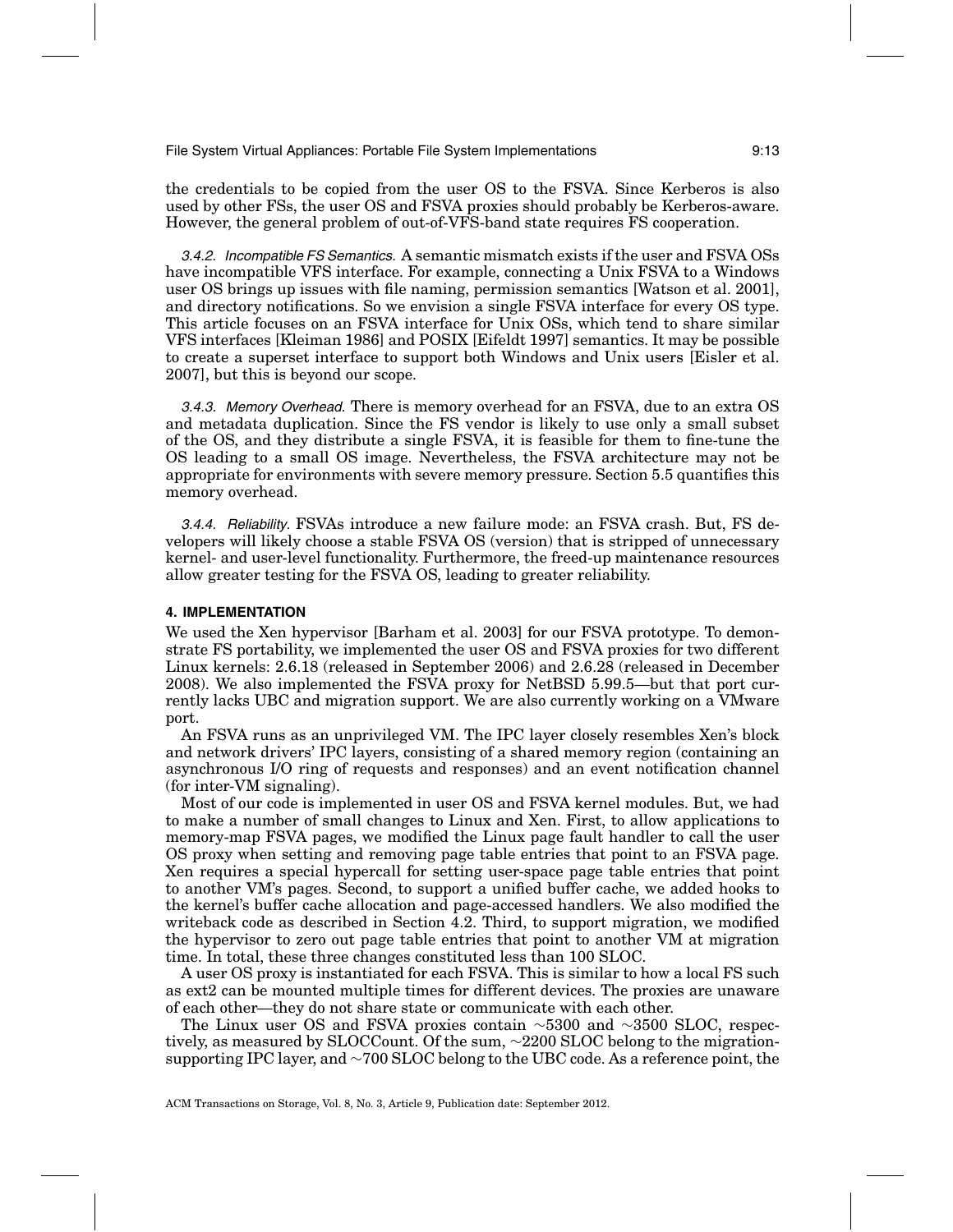the credentials to be copied from the user OS to the FSVA. Since Kerberos is also used by other FSs, the user OS and FSVA proxies should probably be Kerberos-aware. However, the general problem of out-of-VFS-band state requires FS cooperation.

*3.4.2. Incompatible FS Semantics.* A semantic mismatch exists if the user and FSVA OSs have incompatible VFS interface. For example, connecting a Unix FSVA to a Windows user OS brings up issues with file naming, permission semantics [Watson et al. 2001], and directory notifications. So we envision a single FSVA interface for every OS type. This article focuses on an FSVA interface for Unix OSs, which tend to share similar VFS interfaces [Kleiman 1986] and POSIX [Eifeldt 1997] semantics. It may be possible to create a superset interface to support both Windows and Unix users [Eisler et al. 2007], but this is beyond our scope.

*3.4.3. Memory Overhead.* There is memory overhead for an FSVA, due to an extra OS and metadata duplication. Since the FS vendor is likely to use only a small subset of the OS, and they distribute a single FSVA, it is feasible for them to fine-tune the OS leading to a small OS image. Nevertheless, the FSVA architecture may not be appropriate for environments with severe memory pressure. Section 5.5 quantifies this memory overhead.

*3.4.4. Reliability.* FSVAs introduce a new failure mode: an FSVA crash. But, FS developers will likely choose a stable FSVA OS (version) that is stripped of unnecessary kernel- and user-level functionality. Furthermore, the freed-up maintenance resources allow greater testing for the FSVA OS, leading to greater reliability.

## 4. IMPLEMENTATION

We used the Xen hypervisor [Barham et al. 2003] for our FSVA prototype. To demonstrate FS portability, we implemented the user OS and FSVA proxies for two different Linux kernels: 2.6.18 (released in September 2006) and 2.6.28 (released in December 2008). We also implemented the FSVA proxy for NetBSD 5.99.5—but that port currently lacks UBC and migration support. We are also currently working on a VMware port.

An FSVA runs as an unprivileged VM. The IPC layer closely resembles Xen's block and network drivers' IPC layers, consisting of a shared memory region (containing an asynchronous I/O ring of requests and responses) and an event notification channel (for inter-VM signaling).

Most of our code is implemented in user OS and FSVA kernel modules. But, we had to make a number of small changes to Linux and Xen. First, to allow applications to memory-map FSVA pages, we modified the Linux page fault handler to call the user OS proxy when setting and removing page table entries that point to an FSVA page. Xen requires a special hypercall for setting user-space page table entries that point to another VM's pages. Second, to support a unified buffer cache, we added hooks to the kernel's buffer cache allocation and page-accessed handlers. We also modified the writeback code as described in Section 4.2. Third, to support migration, we modified the hypervisor to zero out page table entries that point to another VM at migration time. In total, these three changes constituted less than 100 SLOC.

A user OS proxy is instantiated for each FSVA. This is similar to how a local FS such as ext2 can be mounted multiple times for different devices. The proxies are unaware of each other—they do not share state or communicate with each other.

The Linux user OS and FSVA proxies contain ~5300 and ~3500 SLOC, respectively, as measured by SLOCCount. Of the sum, ~2200 SLOC belong to the migration-supporting IPC layer, and ~700 SLOC belong to the UBC code. As a reference point, the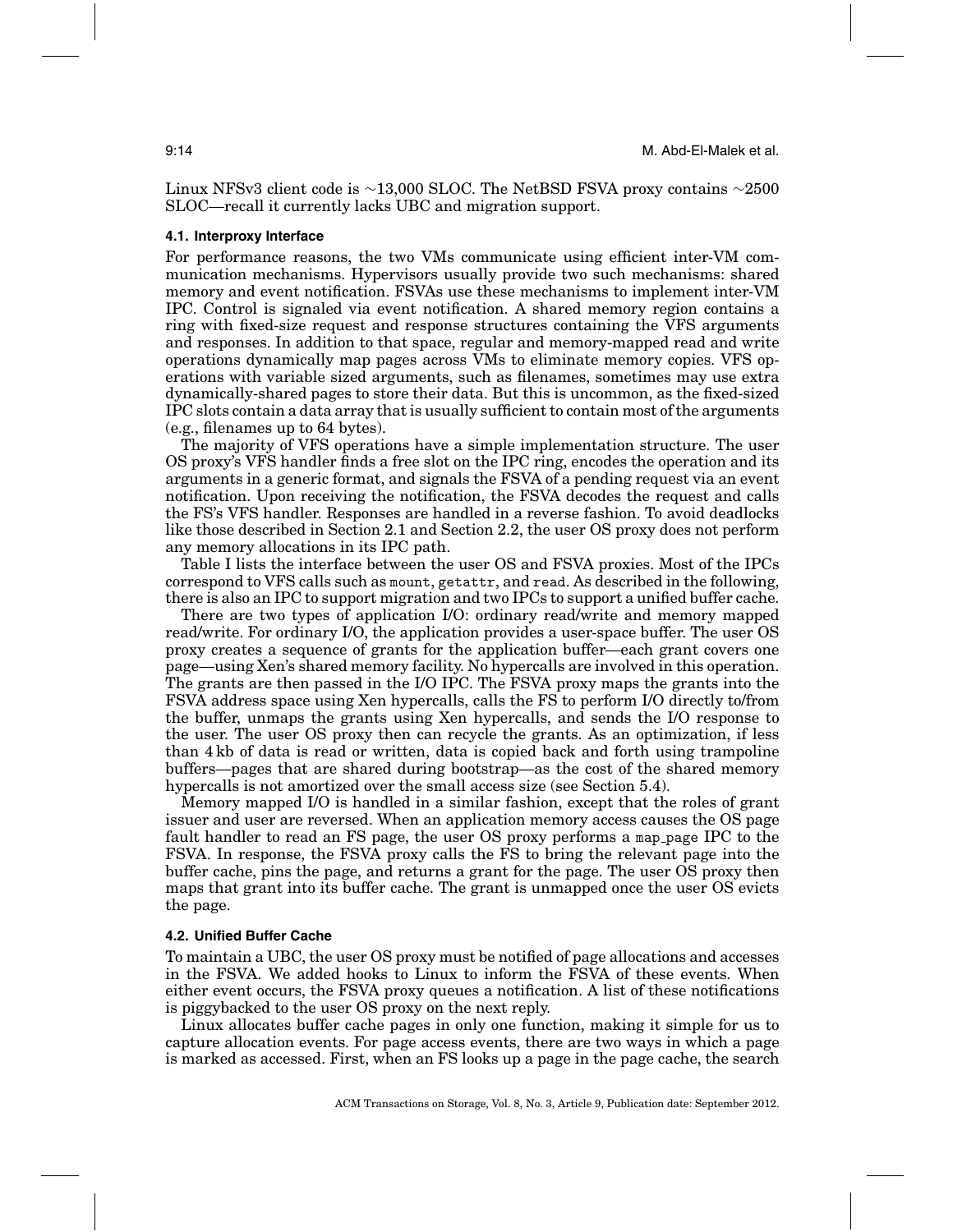Linux NFSv3 client code is ∼13,000 SLOC. The NetBSD FSVA proxy contains ∼2500 SLOC—recall it currently lacks UBC and migration support.

### 4.1. Interproxy Interface

For performance reasons, the two VMs communicate using efficient inter-VM communication mechanisms. Hypervisors usually provide two such mechanisms: shared memory and event notification. FSVAs use these mechanisms to implement inter-VM IPC. Control is signaled via event notification. A shared memory region contains a ring with fixed-size request and response structures containing the VFS arguments and responses. In addition to that space, regular and memory-mapped read and write operations dynamically map pages across VMs to eliminate memory copies. VFS operations with variable sized arguments, such as filenames, sometimes may use extra dynamically-shared pages to store their data. But this is uncommon, as the fixed-sized IPC slots contain a data array that is usually sufficient to contain most of the arguments (e.g., filenames up to 64 bytes).

The majority of VFS operations have a simple implementation structure. The user OS proxy's VFS handler finds a free slot on the IPC ring, encodes the operation and its arguments in a generic format, and signals the FSVA of a pending request via an event notification. Upon receiving the notification, the FSVA decodes the request and calls the FS's VFS handler. Responses are handled in a reverse fashion. To avoid deadlocks like those described in Section 2.1 and Section 2.2, the user OS proxy does not perform any memory allocations in its IPC path.

Table I lists the interface between the user OS and FSVA proxies. Most of the IPCs correspond to VFS calls such as `mount`, `getattr`, and `read`. As described in the following, there is also an IPC to support migration and two IPCs to support a unified buffer cache.

There are two types of application I/O: ordinary read/write and memory mapped read/write. For ordinary I/O, the application provides a user-space buffer. The user OS proxy creates a sequence of grants for the application buffer—each grant covers one page—using Xen's shared memory facility. No hypercalls are involved in this operation. The grants are then passed in the I/O IPC. The FSVA proxy maps the grants into the FSVA address space using Xen hypercalls, calls the FS to perform I/O directly to/from the buffer, unmaps the grants using Xen hypercalls, and sends the I/O response to the user. The user OS proxy then can recycle the grants. As an optimization, if less than 4 kb of data is read or written, data is copied back and forth using trampoline buffers—pages that are shared during bootstrap—as the cost of the shared memory hypercalls is not amortized over the small access size (see Section 5.4).

Memory mapped I/O is handled in a similar fashion, except that the roles of grant issuer and user are reversed. When an application memory access causes the OS page fault handler to read an FS page, the user OS proxy performs a `map_page` IPC to the FSVA. In response, the FSVA proxy calls the FS to bring the relevant page into the buffer cache, pins the page, and returns a grant for the page. The user OS proxy then maps that grant into its buffer cache. The grant is unmapped once the user OS evicts the page.

### 4.2. Unified Buffer Cache

To maintain a UBC, the user OS proxy must be notified of page allocations and accesses in the FSVA. We added hooks to Linux to inform the FSVA of these events. When either event occurs, the FSVA proxy queues a notification. A list of these notifications is piggybacked to the user OS proxy on the next reply.

Linux allocates buffer cache pages in only one function, making it simple for us to capture allocation events. For page access events, there are two ways in which a page is marked as accessed. First, when an FS looks up a page in the page cache, the search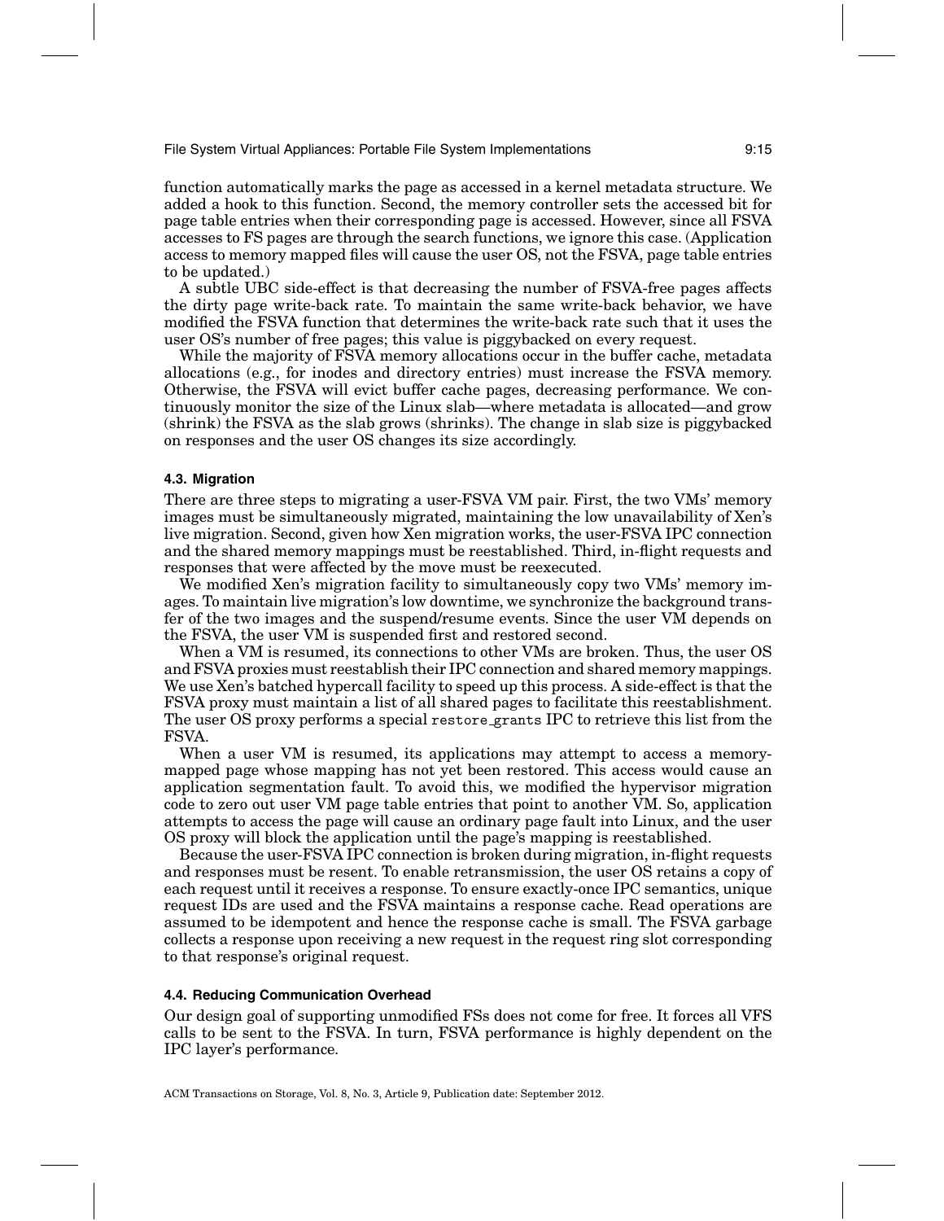function automatically marks the page as accessed in a kernel metadata structure. We added a hook to this function. Second, the memory controller sets the accessed bit for page table entries when their corresponding page is accessed. However, since all FSVA accesses to FS pages are through the search functions, we ignore this case. (Application access to memory mapped files will cause the user OS, not the FSVA, page table entries to be updated.)

A subtle UBC side-effect is that decreasing the number of FSVA-free pages affects the dirty page write-back rate. To maintain the same write-back behavior, we have modified the FSVA function that determines the write-back rate such that it uses the user OS's number of free pages; this value is piggybacked on every request.

While the majority of FSVA memory allocations occur in the buffer cache, metadata allocations (e.g., for inodes and directory entries) must increase the FSVA memory. Otherwise, the FSVA will evict buffer cache pages, decreasing performance. We continuously monitor the size of the Linux slab—where metadata is allocated—and grow (shrink) the FSVA as the slab grows (shrinks). The change in slab size is piggybacked on responses and the user OS changes its size accordingly.

### 4.3. Migration

There are three steps to migrating a user-FSVA VM pair. First, the two VMs' memory images must be simultaneously migrated, maintaining the low unavailability of Xen's live migration. Second, given how Xen migration works, the user-FSVA IPC connection and the shared memory mappings must be reestablished. Third, in-flight requests and responses that were affected by the move must be reexecuted.

We modified Xen's migration facility to simultaneously copy two VMs' memory images. To maintain live migration's low downtime, we synchronize the background transfer of the two images and the suspend/resume events. Since the user VM depends on the FSVA, the user VM is suspended first and restored second.

When a VM is resumed, its connections to other VMs are broken. Thus, the user OS and FSVA proxies must reestablish their IPC connection and shared memory mappings. We use Xen's batched hypercall facility to speed up this process. A side-effect is that the FSVA proxy must maintain a list of all shared pages to facilitate this reestablishment. The user OS proxy performs a special `restore_grants` IPC to retrieve this list from the FSVA.

When a user VM is resumed, its applications may attempt to access a memory-mapped page whose mapping has not yet been restored. This access would cause an application segmentation fault. To avoid this, we modified the hypervisor migration code to zero out user VM page table entries that point to another VM. So, application attempts to access the page will cause an ordinary page fault into Linux, and the user OS proxy will block the application until the page's mapping is reestablished.

Because the user-FSVA IPC connection is broken during migration, in-flight requests and responses must be resent. To enable retransmission, the user OS retains a copy of each request until it receives a response. To ensure exactly-once IPC semantics, unique request IDs are used and the FSVA maintains a response cache. Read operations are assumed to be idempotent and hence the response cache is small. The FSVA garbage collects a response upon receiving a new request in the request ring slot corresponding to that response's original request.

### 4.4. Reducing Communication Overhead

Our design goal of supporting unmodified FSs does not come for free. It forces all VFS calls to be sent to the FSVA. In turn, FSVA performance is highly dependent on the IPC layer's performance.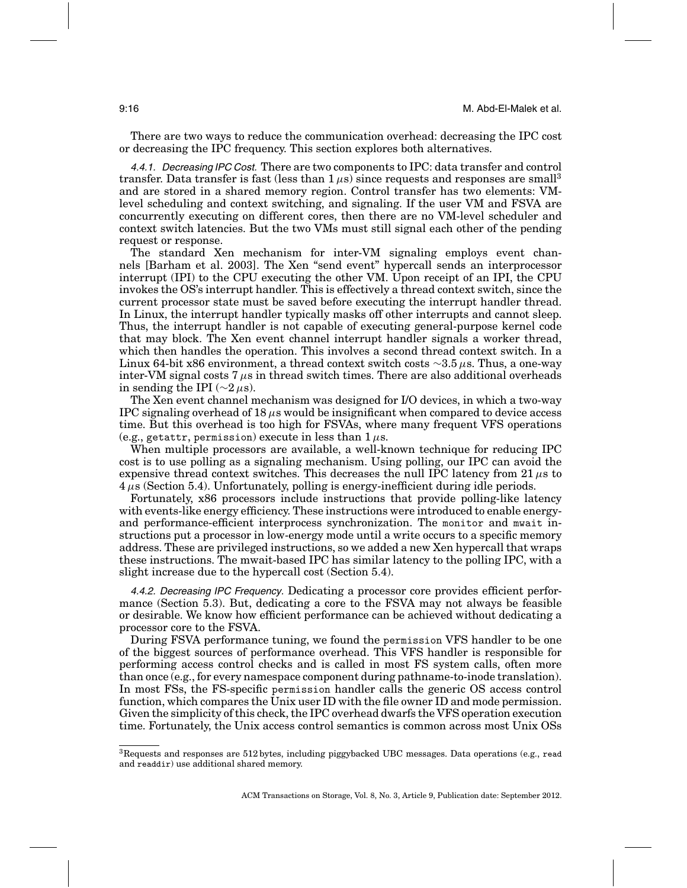There are two ways to reduce the communication overhead: decreasing the IPC cost or decreasing the IPC frequency. This section explores both alternatives.

*4.4.1. Decreasing IPC Cost.* There are two components to IPC: data transfer and control transfer. Data transfer is fast (less than 1 $\mu$s) since requests and responses are small[3] and are stored in a shared memory region. Control transfer has two elements: VM-level scheduling and context switching, and signaling. If the user VM and FSVA are concurrently executing on different cores, then there are no VM-level scheduler and context switch latencies. But the two VMs must still signal each other of the pending request or response.

The standard Xen mechanism for inter-VM signaling employs event channels [Barham et al. 2003]. The Xen "send event" hypercall sends an interprocessor interrupt (IPI) to the CPU executing the other VM. Upon receipt of an IPI, the CPU invokes the OS's interrupt handler. This is effectively a thread context switch, since the current processor state must be saved before executing the interrupt handler thread. In Linux, the interrupt handler typically masks off other interrupts and cannot sleep. Thus, the interrupt handler is not capable of executing general-purpose kernel code that may block. The Xen event channel interrupt handler signals a worker thread, which then handles the operation. This involves a second thread context switch. In a Linux 64-bit x86 environment, a thread context switch costs $\sim$3.5 $\mu$s. Thus, a one-way inter-VM signal costs 7 $\mu$s in thread switch times. There are also additional overheads in sending the IPI ($\sim$2 $\mu$s).

The Xen event channel mechanism was designed for I/O devices, in which a two-way IPC signaling overhead of 18 $\mu$s would be insignificant when compared to device access time. But this overhead is too high for FSVAs, where many frequent VFS operations (e.g., `getattr`, `permission`) execute in less than 1 $\mu$s.

When multiple processors are available, a well-known technique for reducing IPC cost is to use polling as a signaling mechanism. Using polling, our IPC can avoid the expensive thread context switches. This decreases the null IPC latency from 21 $\mu$s to 4 $\mu$s (Section 5.4). Unfortunately, polling is energy-inefficient during idle periods.

Fortunately, x86 processors include instructions that provide polling-like latency with events-like energy efficiency. These instructions were introduced to enable energy- and performance-efficient interprocess synchronization. The `monitor` and `mwait` instructions put a processor in low-energy mode until a write occurs to a specific memory address. These are privileged instructions, so we added a new Xen hypercall that wraps these instructions. The mwait-based IPC has similar latency to the polling IPC, with a slight increase due to the hypercall cost (Section 5.4).

*4.4.2. Decreasing IPC Frequency.* Dedicating a processor core provides efficient performance (Section 5.3). But, dedicating a core to the FSVA may not always be feasible or desirable. We know how efficient performance can be achieved without dedicating a processor core to the FSVA.

During FSVA performance tuning, we found the `permission` VFS handler to be one of the biggest sources of performance overhead. This VFS handler is responsible for performing access control checks and is called in most FS system calls, often more than once (e.g., for every namespace component during pathname-to-inode translation). In most FSs, the FS-specific `permission` handler calls the generic OS access control function, which compares the Unix user ID with the file owner ID and mode permission. Given the simplicity of this check, the IPC overhead dwarfs the VFS operation execution time. Fortunately, the Unix access control semantics is common across most Unix OSs

[3] Requests and responses are 512 bytes, including piggybacked UBC messages. Data operations (e.g., `read` and `readdir`) use additional shared memory.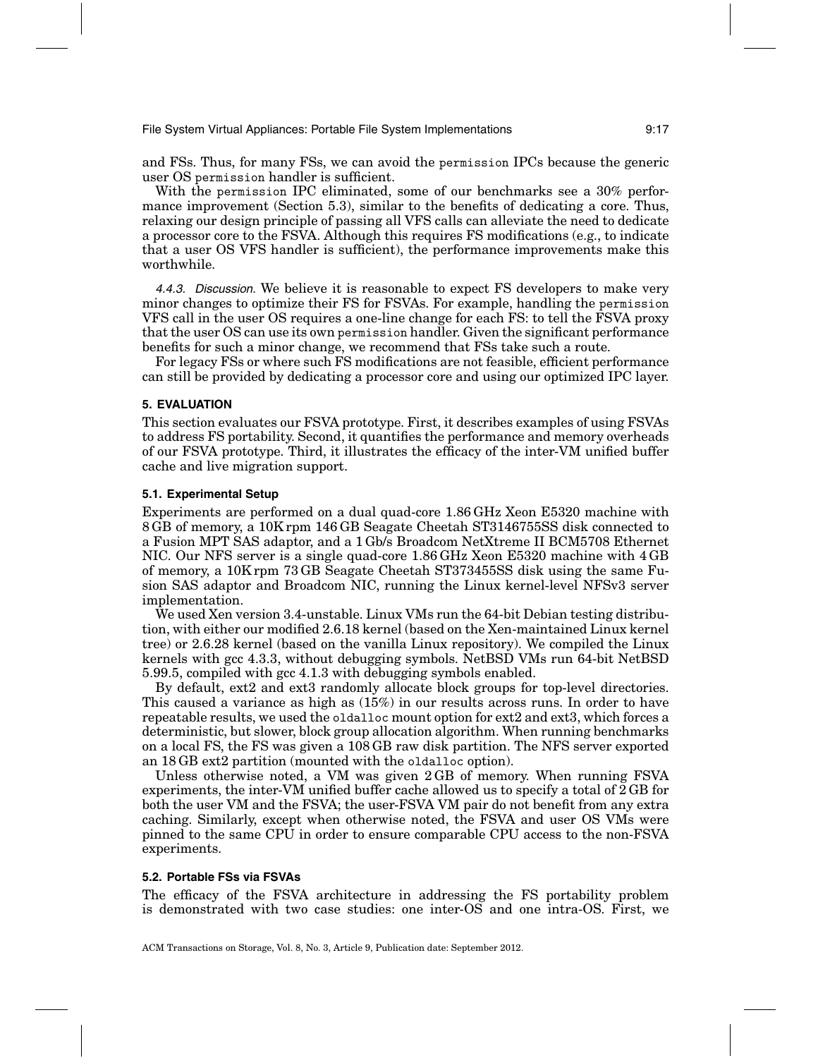and FSs. Thus, for many FSs, we can avoid the permission IPCs because the generic user OS permission handler is sufficient.

With the permission IPC eliminated, some of our benchmarks see a 30% performance improvement (Section 5.3), similar to the benefits of dedicating a core. Thus, relaxing our design principle of passing all VFS calls can alleviate the need to dedicate a processor core to the FSVA. Although this requires FS modifications (e.g., to indicate that a user OS VFS handler is sufficient), the performance improvements make this worthwhile.

*4.4.3. Discussion.* We believe it is reasonable to expect FS developers to make very minor changes to optimize their FS for FSVAs. For example, handling the permission VFS call in the user OS requires a one-line change for each FS: to tell the FSVA proxy that the user OS can use its own permission handler. Given the significant performance benefits for such a minor change, we recommend that FSs take such a route.

For legacy FSs or where such FS modifications are not feasible, efficient performance can still be provided by dedicating a processor core and using our optimized IPC layer.

## 5. EVALUATION

This section evaluates our FSVA prototype. First, it describes examples of using FSVAs to address FS portability. Second, it quantifies the performance and memory overheads of our FSVA prototype. Third, it illustrates the efficacy of the inter-VM unified buffer cache and live migration support.

### 5.1. Experimental Setup

Experiments are performed on a dual quad-core 1.86 GHz Xeon E5320 machine with 8 GB of memory, a 10K rpm 146 GB Seagate Cheetah ST3146755SS disk connected to a Fusion MPT SAS adaptor, and a 1 Gb/s Broadcom NetXtreme II BCM5708 Ethernet NIC. Our NFS server is a single quad-core 1.86 GHz Xeon E5320 machine with 4 GB of memory, a 10K rpm 73 GB Seagate Cheetah ST373455SS disk using the same Fusion SAS adaptor and Broadcom NIC, running the Linux kernel-level NFSv3 server implementation.

We used Xen version 3.4-unstable. Linux VMs run the 64-bit Debian testing distribution, with either our modified 2.6.18 kernel (based on the Xen-maintained Linux kernel tree) or 2.6.28 kernel (based on the vanilla Linux repository). We compiled the Linux kernels with gcc 4.3.3, without debugging symbols. NetBSD VMs run 64-bit NetBSD 5.99.5, compiled with gcc 4.1.3 with debugging symbols enabled.

By default, ext2 and ext3 randomly allocate block groups for top-level directories. This caused a variance as high as (15%) in our results across runs. In order to have repeatable results, we used the oldalloc mount option for ext2 and ext3, which forces a deterministic, but slower, block group allocation algorithm. When running benchmarks on a local FS, the FS was given a 108 GB raw disk partition. The NFS server exported an 18 GB ext2 partition (mounted with the oldalloc option).

Unless otherwise noted, a VM was given 2 GB of memory. When running FSVA experiments, the inter-VM unified buffer cache allowed us to specify a total of 2 GB for both the user VM and the FSVA; the user-FSVA VM pair do not benefit from any extra caching. Similarly, except when otherwise noted, the FSVA and user OS VMs were pinned to the same CPU in order to ensure comparable CPU access to the non-FSVA experiments.

### 5.2. Portable FSs via FSVAs

The efficacy of the FSVA architecture in addressing the FS portability problem is demonstrated with two case studies: one inter-OS and one intra-OS. First, we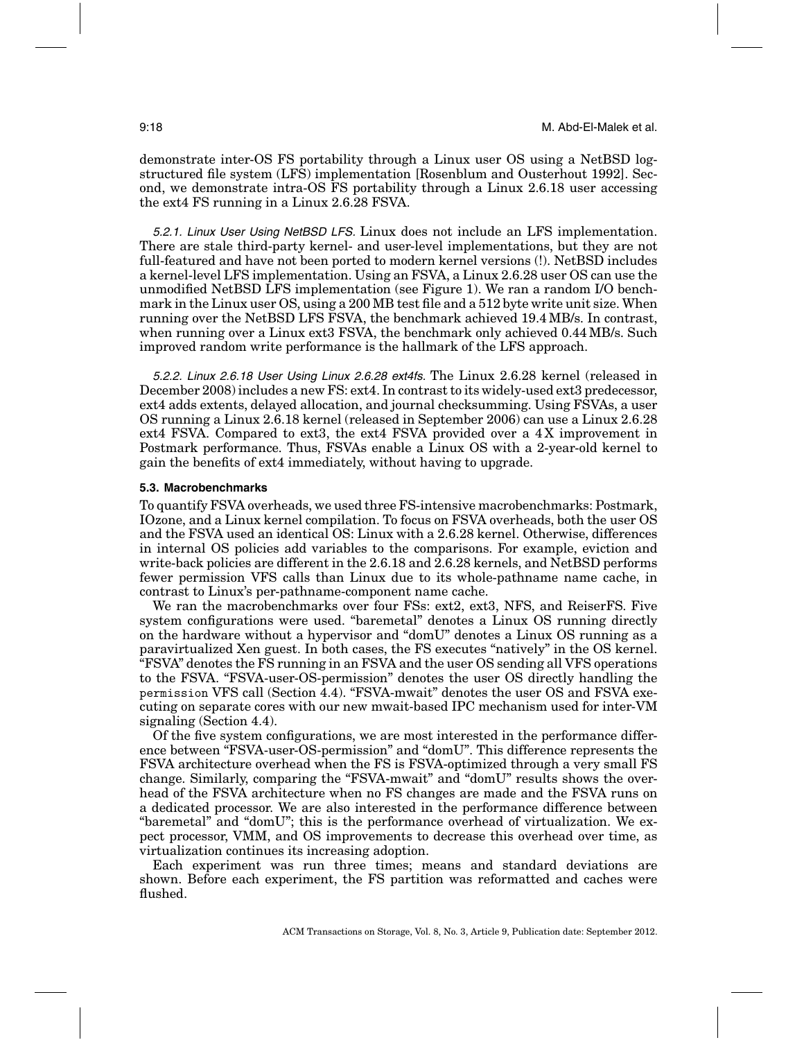demonstrate inter-OS FS portability through a Linux user OS using a NetBSD log-structured file system (LFS) implementation [Rosenblum and Ousterhout 1992]. Second, we demonstrate intra-OS FS portability through a Linux 2.6.18 user accessing the ext4 FS running in a Linux 2.6.28 FSVA.

*5.2.1. Linux User Using NetBSD LFS.* Linux does not include an LFS implementation. There are stale third-party kernel- and user-level implementations, but they are not full-featured and have not been ported to modern kernel versions (!). NetBSD includes a kernel-level LFS implementation. Using an FSVA, a Linux 2.6.28 user OS can use the unmodified NetBSD LFS implementation (see Figure 1). We ran a random I/O benchmark in the Linux user OS, using a 200 MB test file and a 512 byte write unit size. When running over the NetBSD LFS FSVA, the benchmark achieved 19.4 MB/s. In contrast, when running over a Linux ext3 FSVA, the benchmark only achieved 0.44 MB/s. Such improved random write performance is the hallmark of the LFS approach.

*5.2.2. Linux 2.6.18 User Using Linux 2.6.28 ext4fs.* The Linux 2.6.28 kernel (released in December 2008) includes a new FS: ext4. In contrast to its widely-used ext3 predecessor, ext4 adds extents, delayed allocation, and journal checksumming. Using FSVAs, a user OS running a Linux 2.6.18 kernel (released in September 2006) can use a Linux 2.6.28 ext4 FSVA. Compared to ext3, the ext4 FSVA provided over a 4X improvement in Postmark performance. Thus, FSVAs enable a Linux OS with a 2-year-old kernel to gain the benefits of ext4 immediately, without having to upgrade.

### 5.3. Macrobenchmarks

To quantify FSVA overheads, we used three FS-intensive macrobenchmarks: Postmark, IOzone, and a Linux kernel compilation. To focus on FSVA overheads, both the user OS and the FSVA used an identical OS: Linux with a 2.6.28 kernel. Otherwise, differences in internal OS policies add variables to the comparisons. For example, eviction and write-back policies are different in the 2.6.18 and 2.6.28 kernels, and NetBSD performs fewer permission VFS calls than Linux due to its whole-pathname name cache, in contrast to Linux's per-pathname-component name cache.

We ran the macrobenchmarks over four FSs: ext2, ext3, NFS, and ReiserFS. Five system configurations were used. "baremetal" denotes a Linux OS running directly on the hardware without a hypervisor and "domU" denotes a Linux OS running as a paravirtualized Xen guest. In both cases, the FS executes "natively" in the OS kernel. "FSVA" denotes the FS running in an FSVA and the user OS sending all VFS operations to the FSVA. "FSVA-user-OS-permission" denotes the user OS directly handling the `permission` VFS call (Section 4.4). "FSVA-mwait" denotes the user OS and FSVA executing on separate cores with our new mwait-based IPC mechanism used for inter-VM signaling (Section 4.4).

Of the five system configurations, we are most interested in the performance difference between "FSVA-user-OS-permission" and "domU". This difference represents the FSVA architecture overhead when the FS is FSVA-optimized through a very small FS change. Similarly, comparing the "FSVA-mwait" and "domU" results shows the overhead of the FSVA architecture when no FS changes are made and the FSVA runs on a dedicated processor. We are also interested in the performance difference between "baremetal" and "domU"; this is the performance overhead of virtualization. We expect processor, VMM, and OS improvements to decrease this overhead over time, as virtualization continues its increasing adoption.

Each experiment was run three times; means and standard deviations are shown. Before each experiment, the FS partition was reformatted and caches were flushed.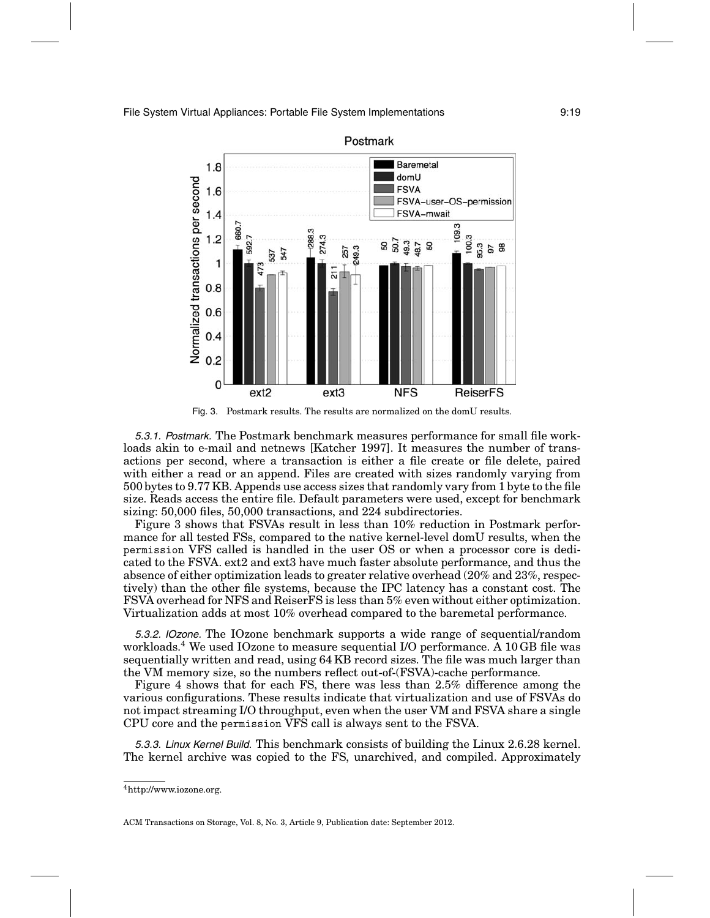Fig. 3. Postmark results. The results are normalized on the domU results.

*5.3.1. Postmark.* The Postmark benchmark measures performance for small file workloads akin to e-mail and netnews [Katcher 1997]. It measures the number of transactions per second, where a transaction is either a file create or file delete, paired with either a read or an append. Files are created with sizes randomly varying from 500 bytes to 9.77 KB. Appends use access sizes that randomly vary from 1 byte to the file size. Reads access the entire file. Default parameters were used, except for benchmark sizing: 50,000 files, 50,000 transactions, and 224 subdirectories.

Figure 3 shows that FSVAs result in less than 10% reduction in Postmark performance for all tested FSs, compared to the native kernel-level domU results, when the `permission` VFS called is handled in the user OS or when a processor core is dedicated to the FSVA. ext2 and ext3 have much faster absolute performance, and thus the absence of either optimization leads to greater relative overhead (20% and 23%, respectively) than the other file systems, because the IPC latency has a constant cost. The FSVA overhead for NFS and ReiserFS is less than 5% even without either optimization. Virtualization adds at most 10% overhead compared to the baremetal performance.

*5.3.2. IOzone.* The IOzone benchmark supports a wide range of sequential/random workloads.[4] We used IOzone to measure sequential I/O performance. A 10 GB file was sequentially written and read, using 64 KB record sizes. The file was much larger than the VM memory size, so the numbers reflect out-of-(FSVA)-cache performance.

Figure 4 shows that for each FS, there was less than 2.5% difference among the various configurations. These results indicate that virtualization and use of FSVAs do not impact streaming I/O throughput, even when the user VM and FSVA share a single CPU core and the `permission` VFS call is always sent to the FSVA.

*5.3.3. Linux Kernel Build.* This benchmark consists of building the Linux 2.6.28 kernel. The kernel archive was copied to the FS, unarchived, and compiled. Approximately

[4] http://www.iozone.org.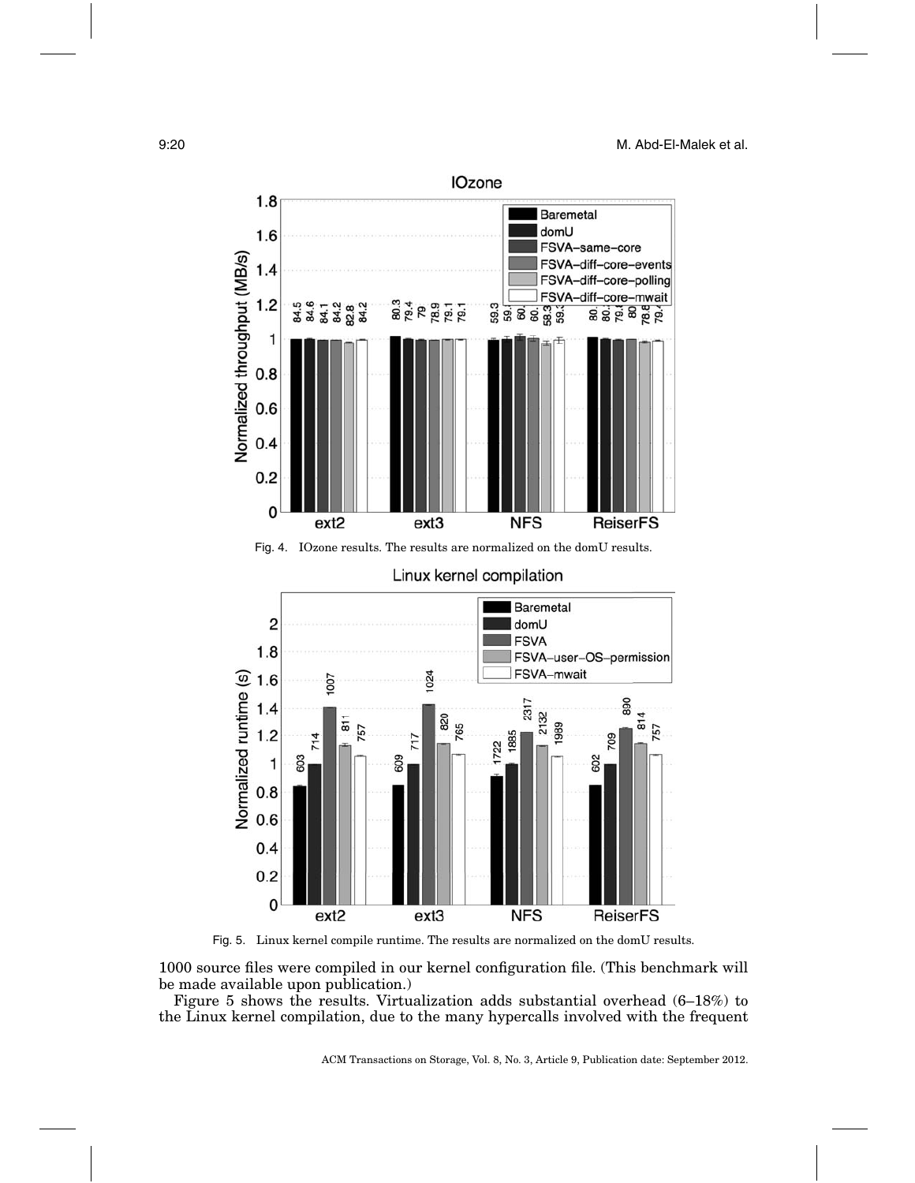Fig. 4. IOzone results. The results are normalized on the domU results.

Fig. 5. Linux kernel compile runtime. The results are normalized on the domU results.

1000 source files were compiled in our kernel configuration file. (This benchmark will be made available upon publication.)

Figure 5 shows the results. Virtualization adds substantial overhead (6–18%) to the Linux kernel compilation, due to the many hypercalls involved with the frequent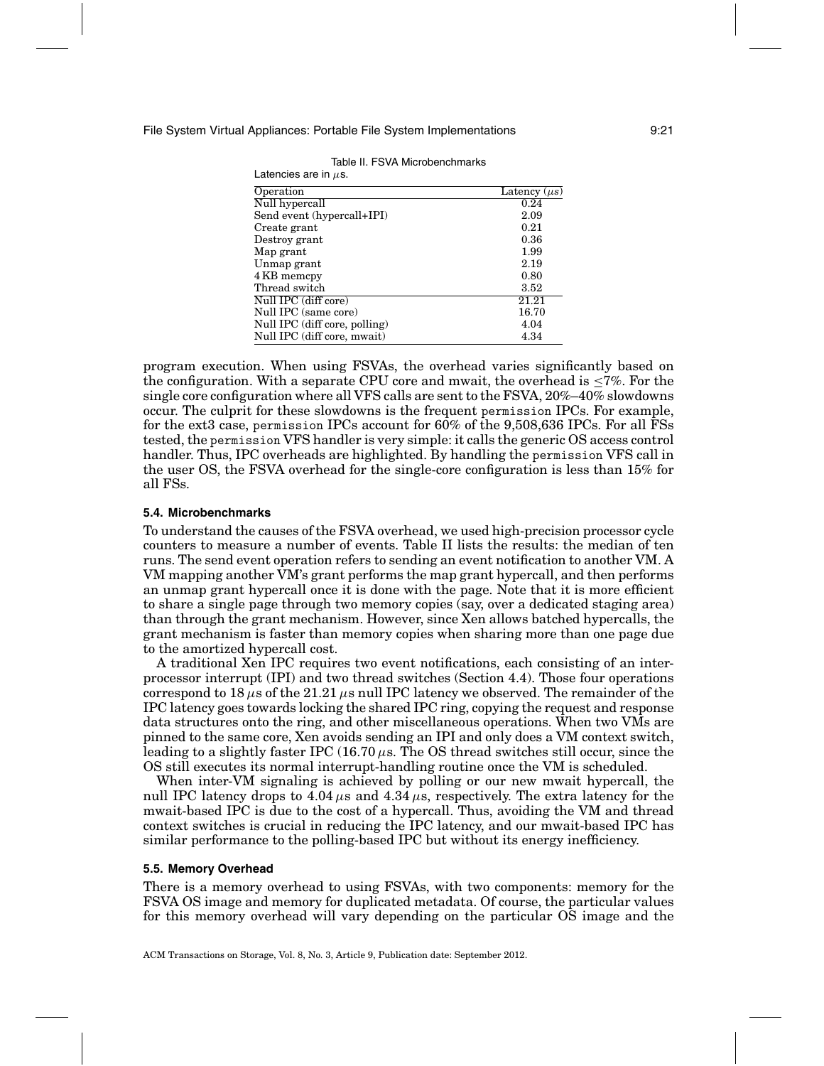Table II. FSVA Microbenchmarks

Latencies are in $\mu$s.

| Operation | Latency ($\mu s$) |
|---|---|
| Null hypercall | 0.24 |
| Send event (hypercall+IPI) | 2.09 |
| Create grant | 0.21 |
| Destroy grant | 0.36 |
| Map grant | 1.99 |
| Unmap grant | 2.19 |
| 4 KB memcpy | 0.80 |
| Thread switch | 3.52 |
| Null IPC (diff core) | 21.21 |
| Null IPC (same core) | 16.70 |
| Null IPC (diff core, polling) | 4.04 |
| Null IPC (diff core, mwait) | 4.34 |

program execution. When using FSVAs, the overhead varies significantly based on the configuration. With a separate CPU core and mwait, the overhead is $\leq 7\%$. For the single core configuration where all VFS calls are sent to the FSVA, 20%–40% slowdowns occur. The culprit for these slowdowns is the frequent `permission` IPCs. For example, for the ext3 case, `permission` IPCs account for 60% of the 9,508,636 IPCs. For all FSs tested, the `permission` VFS handler is very simple: it calls the generic OS access control handler. Thus, IPC overheads are highlighted. By handling the `permission` VFS call in the user OS, the FSVA overhead for the single-core configuration is less than 15% for all FSs.

### 5.4. Microbenchmarks

To understand the causes of the FSVA overhead, we used high-precision processor cycle counters to measure a number of events. Table II lists the results: the median of ten runs. The send event operation refers to sending an event notification to another VM. A VM mapping another VM's grant performs the map grant hypercall, and then performs an unmap grant hypercall once it is done with the page. Note that it is more efficient to share a single page through two memory copies (say, over a dedicated staging area) than through the grant mechanism. However, since Xen allows batched hypercalls, the grant mechanism is faster than memory copies when sharing more than one page due to the amortized hypercall cost.

A traditional Xen IPC requires two event notifications, each consisting of an interprocessor interrupt (IPI) and two thread switches (Section 4.4). Those four operations correspond to 18 $\mu$s of the 21.21 $\mu$s null IPC latency we observed. The remainder of the IPC latency goes towards locking the shared IPC ring, copying the request and response data structures onto the ring, and other miscellaneous operations. When two VMs are pinned to the same core, Xen avoids sending an IPI and only does a VM context switch, leading to a slightly faster IPC (16.70 $\mu$s. The OS thread switches still occur, since the OS still executes its normal interrupt-handling routine once the VM is scheduled.

When inter-VM signaling is achieved by polling or our new mwait hypercall, the null IPC latency drops to 4.04 $\mu$s and 4.34 $\mu$s, respectively. The extra latency for the mwait-based IPC is due to the cost of a hypercall. Thus, avoiding the VM and thread context switches is crucial in reducing the IPC latency, and our mwait-based IPC has similar performance to the polling-based IPC but without its energy inefficiency.

### 5.5. Memory Overhead

There is a memory overhead to using FSVAs, with two components: memory for the FSVA OS image and memory for duplicated metadata. Of course, the particular values for this memory overhead will vary depending on the particular OS image and the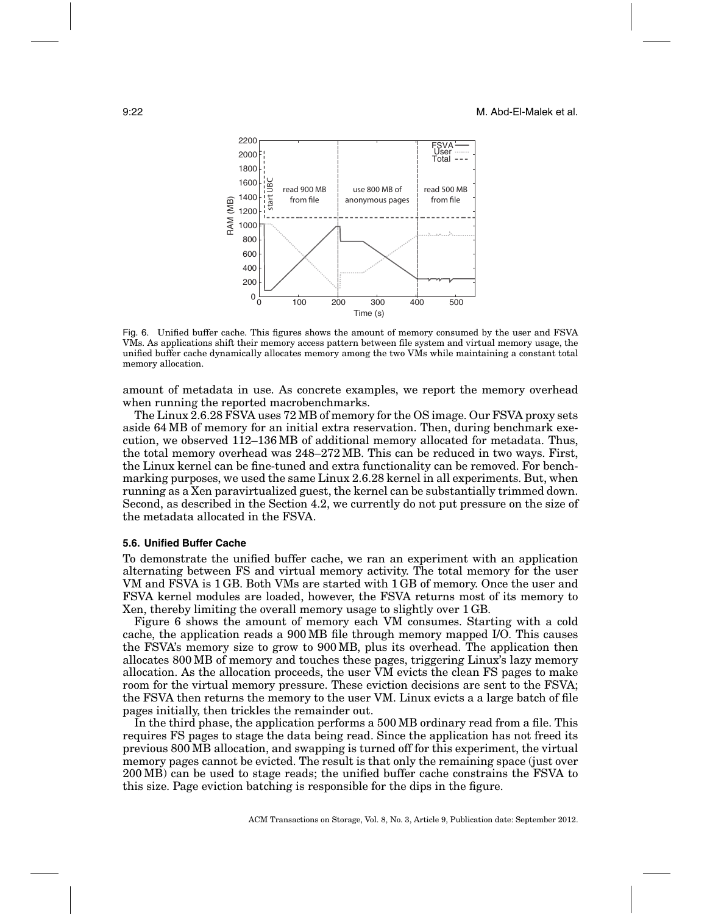Fig. 6. Unified buffer cache. This figures shows the amount of memory consumed by the user and FSVA VMs. As applications shift their memory access pattern between file system and virtual memory usage, the unified buffer cache dynamically allocates memory among the two VMs while maintaining a constant total memory allocation.

amount of metadata in use. As concrete examples, we report the memory overhead when running the reported macrobenchmarks.

The Linux 2.6.28 FSVA uses 72 MB of memory for the OS image. Our FSVA proxy sets aside 64 MB of memory for an initial extra reservation. Then, during benchmark execution, we observed 112–136 MB of additional memory allocated for metadata. Thus, the total memory overhead was 248–272 MB. This can be reduced in two ways. First, the Linux kernel can be fine-tuned and extra functionality can be removed. For benchmarking purposes, we used the same Linux 2.6.28 kernel in all experiments. But, when running as a Xen paravirtualized guest, the kernel can be substantially trimmed down. Second, as described in the Section 4.2, we currently do not put pressure on the size of the metadata allocated in the FSVA.

### 5.6. Unified Buffer Cache

To demonstrate the unified buffer cache, we ran an experiment with an application alternating between FS and virtual memory activity. The total memory for the user VM and FSVA is 1 GB. Both VMs are started with 1 GB of memory. Once the user and FSVA kernel modules are loaded, however, the FSVA returns most of its memory to Xen, thereby limiting the overall memory usage to slightly over 1 GB.

Figure 6 shows the amount of memory each VM consumes. Starting with a cold cache, the application reads a 900 MB file through memory mapped I/O. This causes the FSVA's memory size to grow to 900 MB, plus its overhead. The application then allocates 800 MB of memory and touches these pages, triggering Linux's lazy memory allocation. As the allocation proceeds, the user VM evicts the clean FS pages to make room for the virtual memory pressure. These eviction decisions are sent to the FSVA; the FSVA then returns the memory to the user VM. Linux evicts a a large batch of file pages initially, then trickles the remainder out.

In the third phase, the application performs a 500 MB ordinary read from a file. This requires FS pages to stage the data being read. Since the application has not freed its previous 800 MB allocation, and swapping is turned off for this experiment, the virtual memory pages cannot be evicted. The result is that only the remaining space (just over 200 MB) can be used to stage reads; the unified buffer cache constrains the FSVA to this size. Page eviction batching is responsible for the dips in the figure.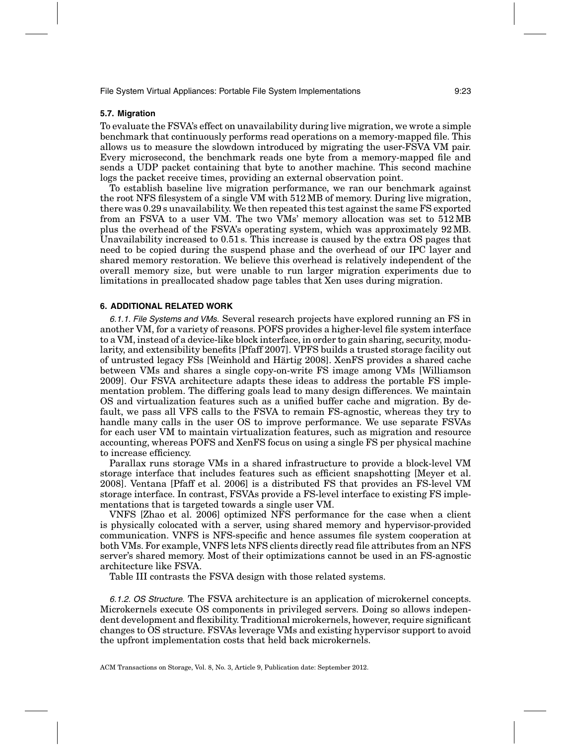### 5.7. Migration

To evaluate the FSVA's effect on unavailability during live migration, we wrote a simple benchmark that continuously performs read operations on a memory-mapped file. This allows us to measure the slowdown introduced by migrating the user-FSVA VM pair. Every microsecond, the benchmark reads one byte from a memory-mapped file and sends a UDP packet containing that byte to another machine. This second machine logs the packet receive times, providing an external observation point.

To establish baseline live migration performance, we ran our benchmark against the root NFS filesystem of a single VM with 512 MB of memory. During live migration, there was 0.29 s unavailability. We then repeated this test against the same FS exported from an FSVA to a user VM. The two VMs' memory allocation was set to 512 MB plus the overhead of the FSVA's operating system, which was approximately 92 MB. Unavailability increased to 0.51 s. This increase is caused by the extra OS pages that need to be copied during the suspend phase and the overhead of our IPC layer and shared memory restoration. We believe this overhead is relatively independent of the overall memory size, but were unable to run larger migration experiments due to limitations in preallocated shadow page tables that Xen uses during migration.

## 6. ADDITIONAL RELATED WORK

*6.1.1. File Systems and VMs.* Several research projects have explored running an FS in another VM, for a variety of reasons. POFS provides a higher-level file system interface to a VM, instead of a device-like block interface, in order to gain sharing, security, modularity, and extensibility benefits [Pfaff 2007]. VPFS builds a trusted storage facility out of untrusted legacy FSs [Weinhold and Härtig 2008]. XenFS provides a shared cache between VMs and shares a single copy-on-write FS image among VMs [Williamson 2009]. Our FSVA architecture adapts these ideas to address the portable FS implementation problem. The differing goals lead to many design differences. We maintain OS and virtualization features such as a unified buffer cache and migration. By default, we pass all VFS calls to the FSVA to remain FS-agnostic, whereas they try to handle many calls in the user OS to improve performance. We use separate FSVAs for each user VM to maintain virtualization features, such as migration and resource accounting, whereas POFS and XenFS focus on using a single FS per physical machine to increase efficiency.

Parallax runs storage VMs in a shared infrastructure to provide a block-level VM storage interface that includes features such as efficient snapshotting [Meyer et al. 2008]. Ventana [Pfaff et al. 2006] is a distributed FS that provides an FS-level VM storage interface. In contrast, FSVAs provide a FS-level interface to existing FS implementations that is targeted towards a single user VM.

VNFS [Zhao et al. 2006] optimized NFS performance for the case when a client is physically colocated with a server, using shared memory and hypervisor-provided communication. VNFS is NFS-specific and hence assumes file system cooperation at both VMs. For example, VNFS lets NFS clients directly read file attributes from an NFS server's shared memory. Most of their optimizations cannot be used in an FS-agnostic architecture like FSVA.

Table III contrasts the FSVA design with those related systems.

*6.1.2. OS Structure.* The FSVA architecture is an application of microkernel concepts. Microkernels execute OS components in privileged servers. Doing so allows independent development and flexibility. Traditional microkernels, however, require significant changes to OS structure. FSVAs leverage VMs and existing hypervisor support to avoid the upfront implementation costs that held back microkernels.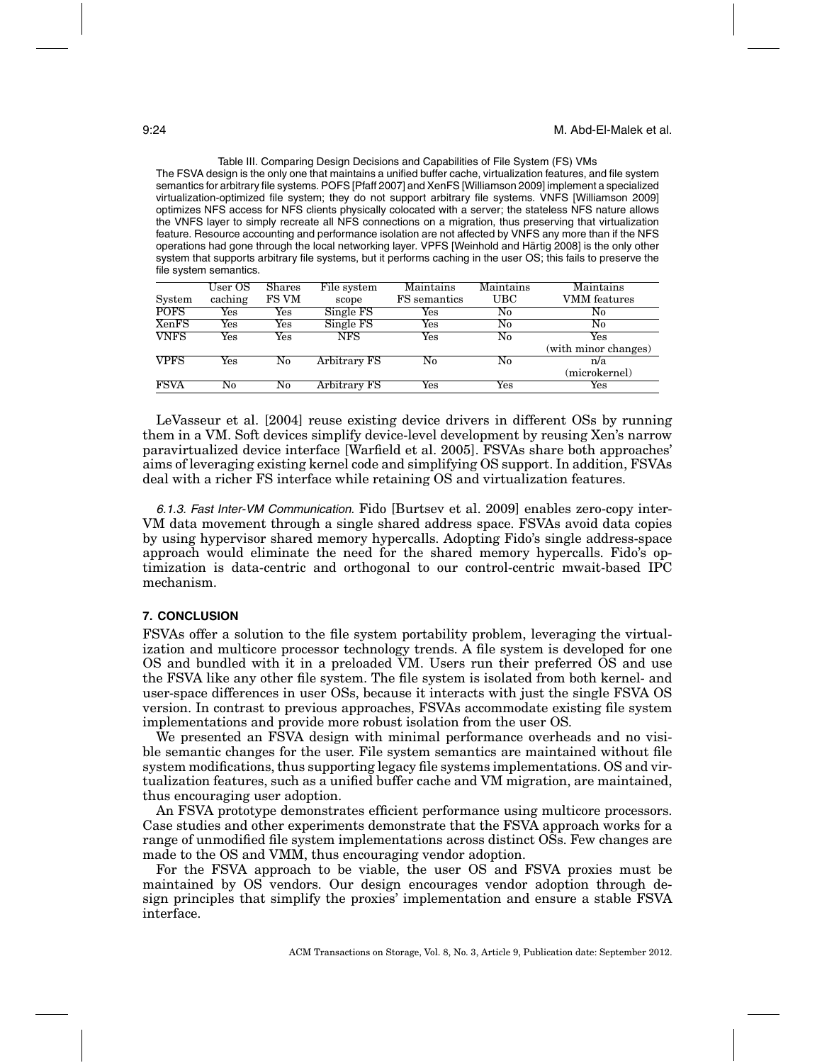Table III. Comparing Design Decisions and Capabilities of File System (FS) VMs

The FSVA design is the only one that maintains a unified buffer cache, virtualization features, and file system semantics for arbitrary file systems. POFS [Pfaff 2007] and XenFS [Williamson 2009] implement a specialized virtualization-optimized file system; they do not support arbitrary file systems. VNFS [Williamson 2009] optimizes NFS access for NFS clients physically colocated with a server; the stateless NFS nature allows the VNFS layer to simply recreate all NFS connections on a migration, thus preserving that virtualization feature. Resource accounting and performance isolation are not affected by VNFS any more than if the NFS operations had gone through the local networking layer. VPFS [Weinhold and Härtig 2008] is the only other system that supports arbitrary file systems, but it performs caching in the user OS; this fails to preserve the file system semantics.

| System | User OS caching | Shares FS VM | File system scope | Maintains FS semantics | Maintains UBC | Maintains VMM features |
|---|---|---|---|---|---|---|
| POFS | Yes | Yes | Single FS | Yes | No | No |
| XenFS | Yes | Yes | Single FS | Yes | No | No |
| VNFS | Yes | Yes | NFS | Yes | No | Yes (with minor changes) |
| VPFS | Yes | No | Arbitrary FS | No | No | n/a (microkernel) |
| FSVA | No | No | Arbitrary FS | Yes | Yes | Yes |

LeVasseur et al. [2004] reuse existing device drivers in different OSs by running them in a VM. Soft devices simplify device-level development by reusing Xen's narrow paravirtualized device interface [Warfield et al. 2005]. FSVAs share both approaches' aims of leveraging existing kernel code and simplifying OS support. In addition, FSVAs deal with a richer FS interface while retaining OS and virtualization features.

*6.1.3. Fast Inter-VM Communication.* Fido [Burtsev et al. 2009] enables zero-copy inter-VM data movement through a single shared address space. FSVAs avoid data copies by using hypervisor shared memory hypercalls. Adopting Fido's single address-space approach would eliminate the need for the shared memory hypercalls. Fido's optimization is data-centric and orthogonal to our control-centric mwait-based IPC mechanism.

## 7. CONCLUSION

FSVAs offer a solution to the file system portability problem, leveraging the virtualization and multicore processor technology trends. A file system is developed for one OS and bundled with it in a preloaded VM. Users run their preferred OS and use the FSVA like any other file system. The file system is isolated from both kernel- and user-space differences in user OSs, because it interacts with just the single FSVA OS version. In contrast to previous approaches, FSVAs accommodate existing file system implementations and provide more robust isolation from the user OS.

We presented an FSVA design with minimal performance overheads and no visible semantic changes for the user. File system semantics are maintained without file system modifications, thus supporting legacy file systems implementations. OS and virtualization features, such as a unified buffer cache and VM migration, are maintained, thus encouraging user adoption.

An FSVA prototype demonstrates efficient performance using multicore processors. Case studies and other experiments demonstrate that the FSVA approach works for a range of unmodified file system implementations across distinct OSs. Few changes are made to the OS and VMM, thus encouraging vendor adoption.

For the FSVA approach to be viable, the user OS and FSVA proxies must be maintained by OS vendors. Our design encourages vendor adoption through design principles that simplify the proxies' implementation and ensure a stable FSVA interface.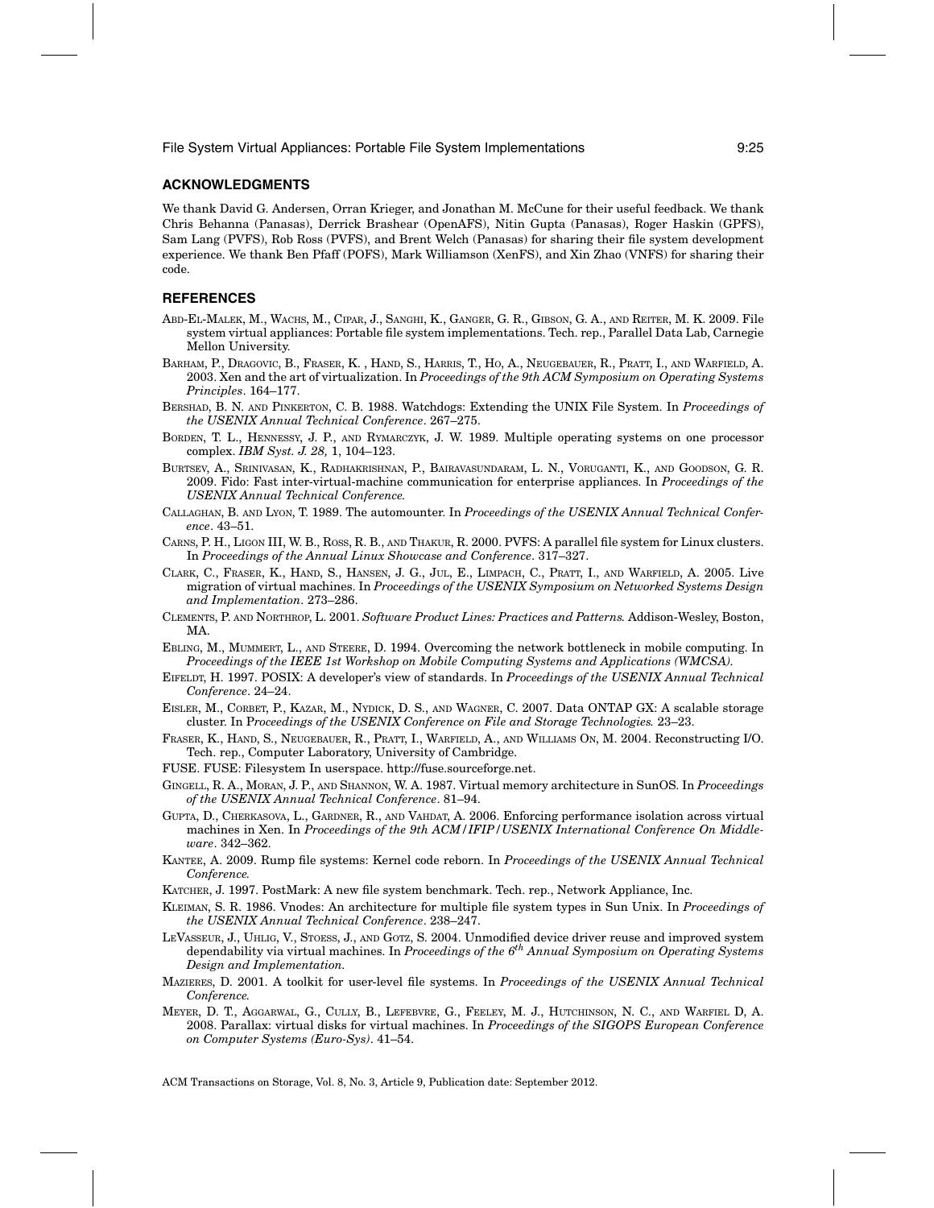## ACKNOWLEDGMENTS

We thank David G. Andersen, Orran Krieger, and Jonathan M. McCune for their useful feedback. We thank Chris Behanna (Panasas), Derrick Brashear (OpenAFS), Nitin Gupta (Panasas), Roger Haskin (GPFS), Sam Lang (PVFS), Rob Ross (PVFS), and Brent Welch (Panasas) for sharing their file system development experience. We thank Ben Pfaff (POFS), Mark Williamson (XenFS), and Xin Zhao (VNFS) for sharing their code.

## REFERENCES

ABD-EL-MALEK, M., WACHS, M., CIPAR, J., SANGHI, K., GANGER, G. R., GIBSON, G. A., AND REITER, M. K. 2009. File system virtual appliances: Portable file system implementations. Tech. rep., Parallel Data Lab, Carnegie Mellon University.

BARHAM, P., DRAGOVIC, B., FRASER, K. , HAND, S., HARRIS, T., HO, A., NEUGEBAUER, R., PRATT, I., AND WARFIELD, A. 2003. Xen and the art of virtualization. In *Proceedings of the 9th ACM Symposium on Operating Systems Principles*. 164–177.

BERSHAD, B. N. AND PINKERTON, C. B. 1988. Watchdogs: Extending the UNIX File System. In *Proceedings of the USENIX Annual Technical Conference*. 267–275.

BORDEN, T. L., HENNESSY, J. P., AND RYMARCZYK, J. W. 1989. Multiple operating systems on one processor complex. *IBM Syst. J. 28,* 1, 104–123.

BURTSEV, A., SRINIVASAN, K., RADHAKRISHNAN, P., BAIRAVASUNDARAM, L. N., VORUGANTI, K., AND GOODSON, G. R. 2009. Fido: Fast inter-virtual-machine communication for enterprise appliances. In *Proceedings of the USENIX Annual Technical Conference.*

CALLAGHAN, B. AND LYON, T. 1989. The automounter. In *Proceedings of the USENIX Annual Technical Conference*. 43–51.

CARNS, P. H., LIGON III, W. B., ROSS, R. B., AND THAKUR, R. 2000. PVFS: A parallel file system for Linux clusters. In *Proceedings of the Annual Linux Showcase and Conference*. 317–327.

CLARK, C., FRASER, K., HAND, S., HANSEN, J. G., JUL, E., LIMPACH, C., PRATT, I., AND WARFIELD, A. 2005. Live migration of virtual machines. In *Proceedings of the USENIX Symposium on Networked Systems Design and Implementation*. 273–286.

CLEMENTS, P. AND NORTHROP, L. 2001. *Software Product Lines: Practices and Patterns.* Addison-Wesley, Boston, MA.

EBLING, M., MUMMERT, L., AND STEERE, D. 1994. Overcoming the network bottleneck in mobile computing. In *Proceedings of the IEEE 1st Workshop on Mobile Computing Systems and Applications (WMCSA).*

EIFELDT, H. 1997. POSIX: A developer's view of standards. In *Proceedings of the USENIX Annual Technical Conference*. 24–24.

EISLER, M., CORBET, P., KAZAR, M., NYDICK, D. S., AND WAGNER, C. 2007. Data ONTAP GX: A scalable storage cluster. In P*roceedings of the USENIX Conference on File and Storage Technologies.* 23–23.

FRASER, K., HAND, S., NEUGEBAUER, R., PRATT, I., WARFIELD, A., AND WILLIAMS ON, M. 2004. Reconstructing I/O. Tech. rep., Computer Laboratory, University of Cambridge.

FUSE. FUSE: Filesystem In userspace. http://fuse.sourceforge.net.

GINGELL, R. A., MORAN, J. P., AND SHANNON, W. A. 1987. Virtual memory architecture in SunOS. In *Proceedings of the USENIX Annual Technical Conference*. 81–94.

GUPTA, D., CHERKASOVA, L., GARDNER, R., AND VAHDAT, A. 2006. Enforcing performance isolation across virtual machines in Xen. In *Proceedings of the 9th ACM/IFIP/USENIX International Conference On Middleware*. 342–362.

KANTEE, A. 2009. Rump file systems: Kernel code reborn. In *Proceedings of the USENIX Annual Technical Conference.*

KATCHER, J. 1997. PostMark: A new file system benchmark. Tech. rep., Network Appliance, Inc.

KLEIMAN, S. R. 1986. Vnodes: An architecture for multiple file system types in Sun Unix. In *Proceedings of the USENIX Annual Technical Conference*. 238–247.

LEVASSEUR, J., UHLIG, V., STOESS, J., AND GOTZ, S. 2004. Unmodified device driver reuse and improved system dependability via virtual machines. In *Proceedings of the 6$^{th}$ Annual Symposium on Operating Systems Design and Implementation.*

MAZIERES, D. 2001. A toolkit for user-level file systems. In *Proceedings of the USENIX Annual Technical Conference.*

MEYER, D. T., AGGARWAL, G., CULLY, B., LEFEBVRE, G., FEELEY, M. J., HUTCHINSON, N. C., AND WARFIEL D, A. 2008. Parallax: virtual disks for virtual machines. In *Proceedings of the SIGOPS European Conference on Computer Systems (Euro-Sys)*. 41–54.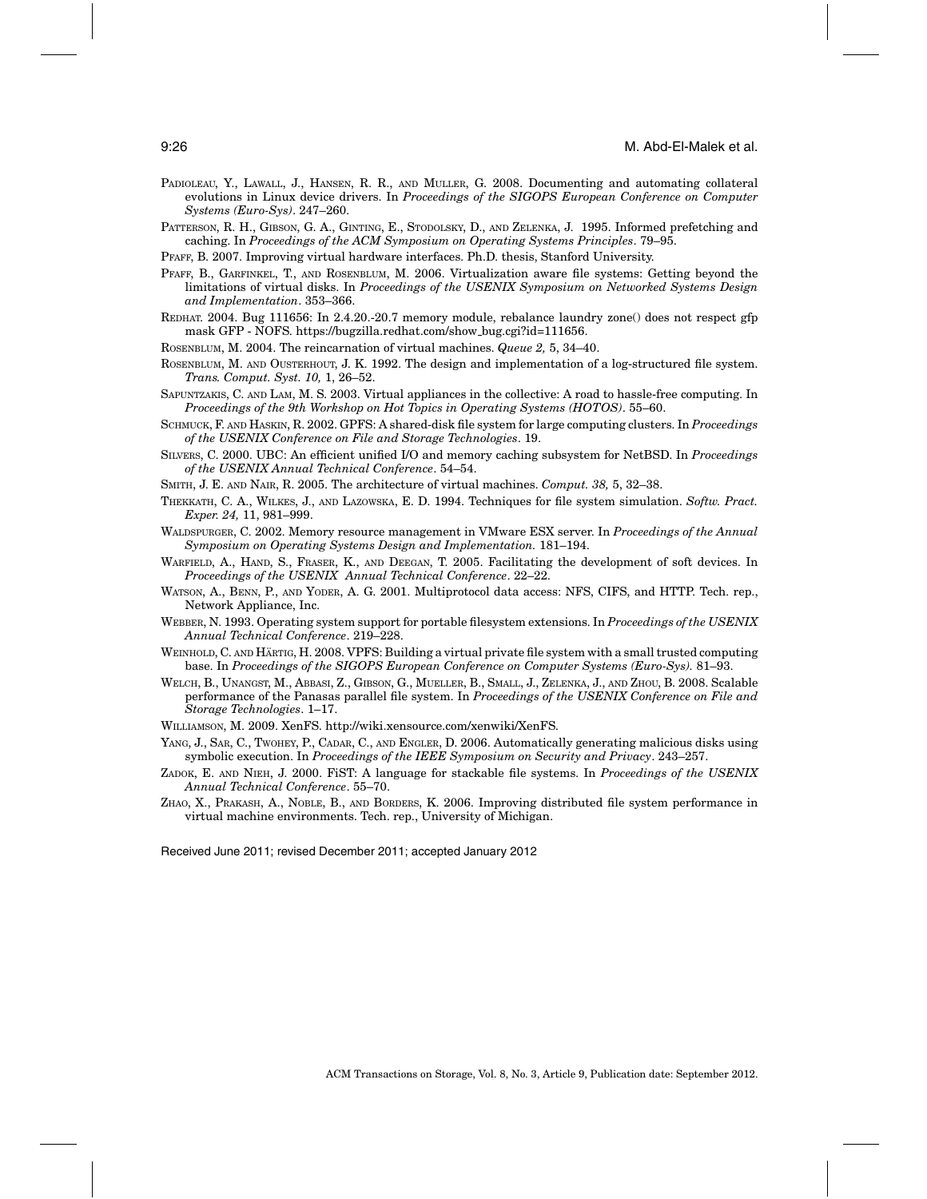PADIOLEAU, Y., LAWALL, J., HANSEN, R. R., AND MULLER, G. 2008. Documenting and automating collateral evolutions in Linux device drivers. In *Proceedings of the SIGOPS European Conference on Computer Systems (Euro-Sys)*. 247–260.

PATTERSON, R. H., GIBSON, G. A., GINTING, E., STODOLSKY, D., AND ZELENKA, J. 1995. Informed prefetching and caching. In *Proceedings of the ACM Symposium on Operating Systems Principles*. 79–95.

PFAFF, B. 2007. Improving virtual hardware interfaces. Ph.D. thesis, Stanford University.

PFAFF, B., GARFINKEL, T., AND ROSENBLUM, M. 2006. Virtualization aware file systems: Getting beyond the limitations of virtual disks. In *Proceedings of the USENIX Symposium on Networked Systems Design and Implementation*. 353–366.

REDHAT. 2004. Bug 111656: In 2.4.20.-20.7 memory module, rebalance laundry zone() does not respect gfp mask GFP - NOFS. https://bugzilla.redhat.com/show_bug.cgi?id=111656.

ROSENBLUM, M. 2004. The reincarnation of virtual machines. *Queue 2,* 5, 34–40.

ROSENBLUM, M. AND OUSTERHOUT, J. K. 1992. The design and implementation of a log-structured file system. *Trans. Comput. Syst. 10,* 1, 26–52.

SAPUNTZAKIS, C. AND LAM, M. S. 2003. Virtual appliances in the collective: A road to hassle-free computing. In *Proceedings of the 9th Workshop on Hot Topics in Operating Systems (HOTOS)*. 55–60.

SCHMUCK, F. AND HASKIN, R. 2002. GPFS: A shared-disk file system for large computing clusters. In *Proceedings of the USENIX Conference on File and Storage Technologies*. 19.

SILVERS, C. 2000. UBC: An efficient unified I/O and memory caching subsystem for NetBSD. In *Proceedings of the USENIX Annual Technical Conference*. 54–54.

SMITH, J. E. AND NAIR, R. 2005. The architecture of virtual machines. *Comput. 38,* 5, 32–38.

THEKKATH, C. A., WILKES, J., AND LAZOWSKA, E. D. 1994. Techniques for file system simulation. *Softw. Pract. Exper. 24,* 11, 981–999.

WALDSPURGER, C. 2002. Memory resource management in VMware ESX server. In *Proceedings of the Annual Symposium on Operating Systems Design and Implementation.* 181–194.

WARFIELD, A., HAND, S., FRASER, K., AND DEEGAN, T. 2005. Facilitating the development of soft devices. In *Proceedings of the USENIX Annual Technical Conference*. 22–22.

WATSON, A., BENN, P., AND YODER, A. G. 2001. Multiprotocol data access: NFS, CIFS, and HTTP. Tech. rep., Network Appliance, Inc.

WEBBER, N. 1993. Operating system support for portable filesystem extensions. In *Proceedings of the USENIX Annual Technical Conference*. 219–228.

WEINHOLD, C. AND HÄRTIG, H. 2008. VPFS: Building a virtual private file system with a small trusted computing base. In *Proceedings of the SIGOPS European Conference on Computer Systems (Euro-Sys).* 81–93.

WELCH, B., UNANGST, M., ABBASI, Z., GIBSON, G., MUELLER, B., SMALL, J., ZELENKA, J., AND ZHOU, B. 2008. Scalable performance of the Panasas parallel file system. In *Proceedings of the USENIX Conference on File and Storage Technologies*. 1–17.

WILLIAMSON, M. 2009. XenFS. http://wiki.xensource.com/xenwiki/XenFS.

YANG, J., SAR, C., TWOHEY, P., CADAR, C., AND ENGLER, D. 2006. Automatically generating malicious disks using symbolic execution. In *Proceedings of the IEEE Symposium on Security and Privacy*. 243–257.

ZADOK, E. AND NIEH, J. 2000. FiST: A language for stackable file systems. In *Proceedings of the USENIX Annual Technical Conference*. 55–70.

ZHAO, X., PRAKASH, A., NOBLE, B., AND BORDERS, K. 2006. Improving distributed file system performance in virtual machine environments. Tech. rep., University of Michigan.

Received June 2011; revised December 2011; accepted January 2012